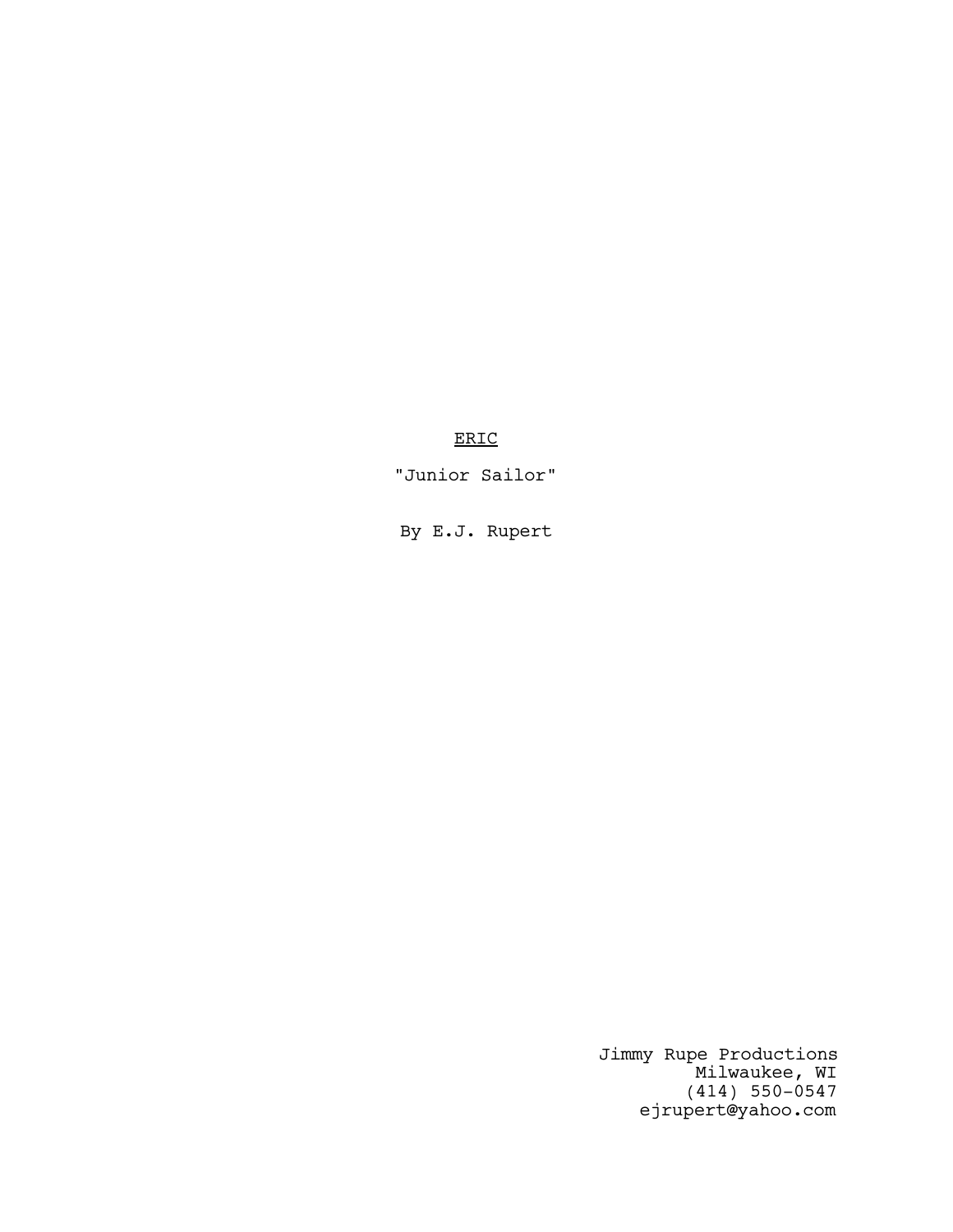<u>ERIC</u>

"Junior Sailor"

By E.J. Rupert

Jimmy Rupe Productions
Milwaukee, WI
(414) 550-0547
ejrupert@yahoo.com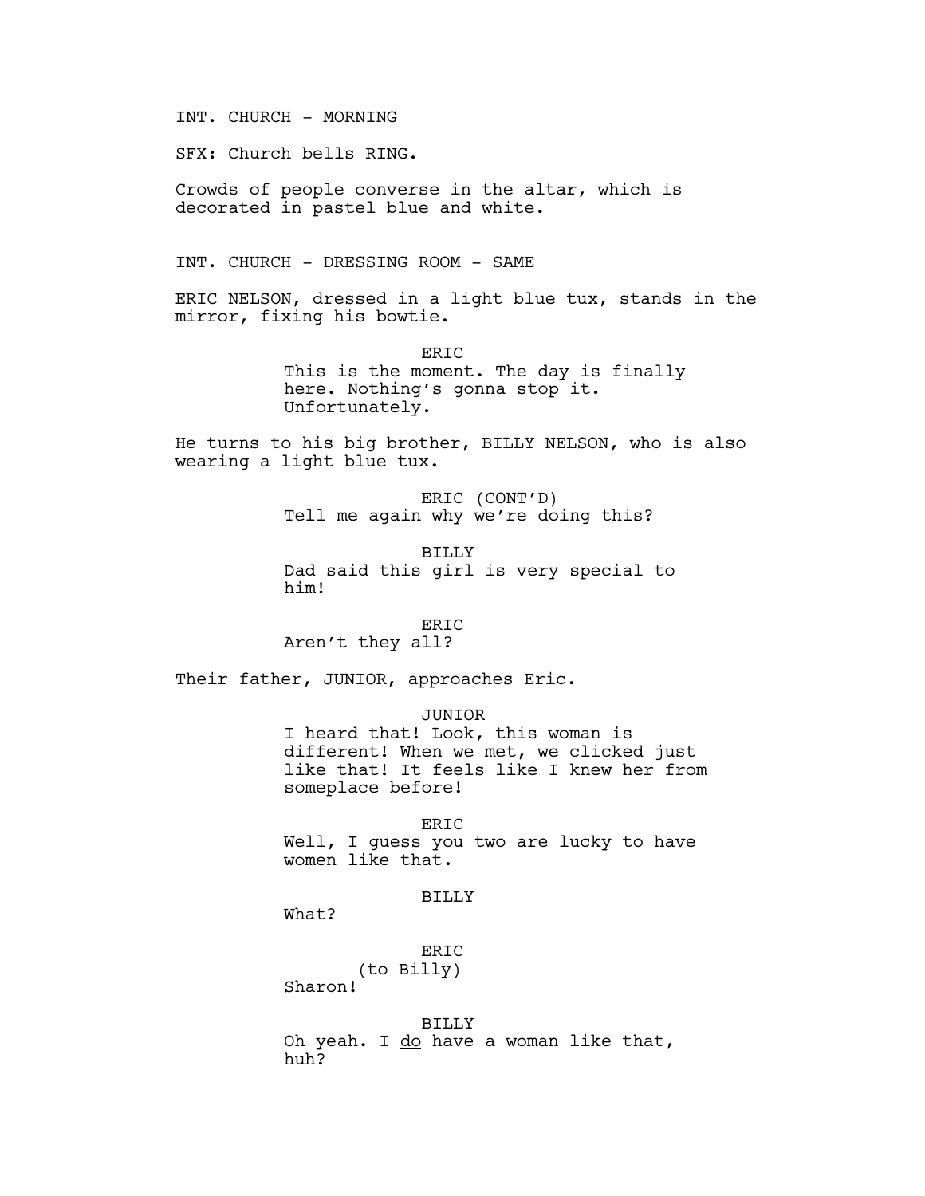INT. CHURCH - MORNING

SFX: Church bells RING.

Crowds of people converse in the altar, which is decorated in pastel blue and white.

INT. CHURCH - DRESSING ROOM - SAME

ERIC NELSON, dressed in a light blue tux, stands in the mirror, fixing his bowtie.

ERIC
This is the moment. The day is finally here. Nothing's gonna stop it. Unfortunately.

He turns to his big brother, BILLY NELSON, who is also wearing a light blue tux.

ERIC (CONT'D)
Tell me again why we're doing this?

BILLY
Dad said this girl is very special to him!

ERIC
Aren't they all?

Their father, JUNIOR, approaches Eric.

JUNIOR
I heard that! Look, this woman is different! When we met, we clicked just like that! It feels like I knew her from someplace before!

ERIC
Well, I guess you two are lucky to have women like that.

BILLY
What?

ERIC
(to Billy)
Sharon!

BILLY
Oh yeah. I <u>do</u> have a woman like that, huh?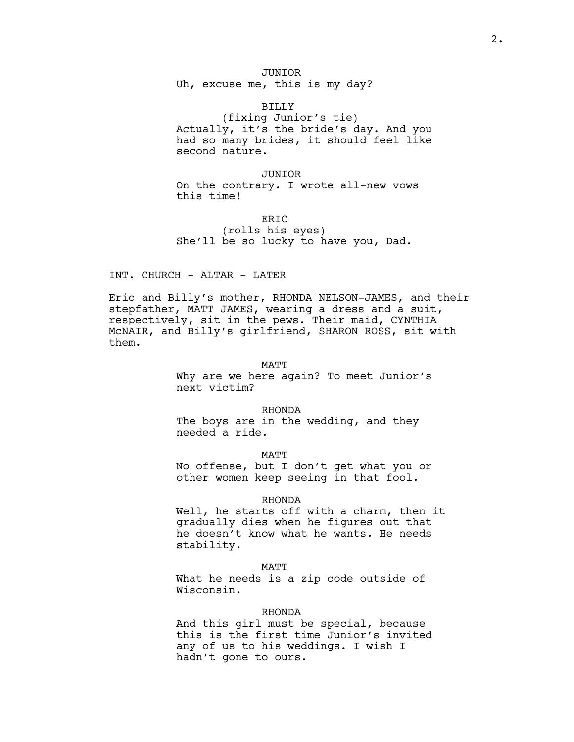JUNIOR

Uh, excuse me, this is <u>my</u> day?

BILLY

(fixing Junior's tie)

Actually, it's the bride's day. And you had so many brides, it should feel like second nature.

JUNIOR

On the contrary. I wrote all-new vows this time!

ERIC

(rolls his eyes)

She'll be so lucky to have you, Dad.

INT. CHURCH - ALTAR - LATER

Eric and Billy's mother, RHONDA NELSON-JAMES, and their stepfather, MATT JAMES, wearing a dress and a suit, respectively, sit in the pews. Their maid, CYNTHIA McNAIR, and Billy's girlfriend, SHARON ROSS, sit with them.

MATT

Why are we here again? To meet Junior's next victim?

RHONDA

The boys are in the wedding, and they needed a ride.

MATT

No offense, but I don't get what you or other women keep seeing in that fool.

RHONDA

Well, he starts off with a charm, then it gradually dies when he figures out that he doesn't know what he wants. He needs stability.

MATT

What he needs is a zip code outside of Wisconsin.

RHONDA

And this girl must be special, because this is the first time Junior's invited any of us to his weddings. I wish I hadn't gone to ours.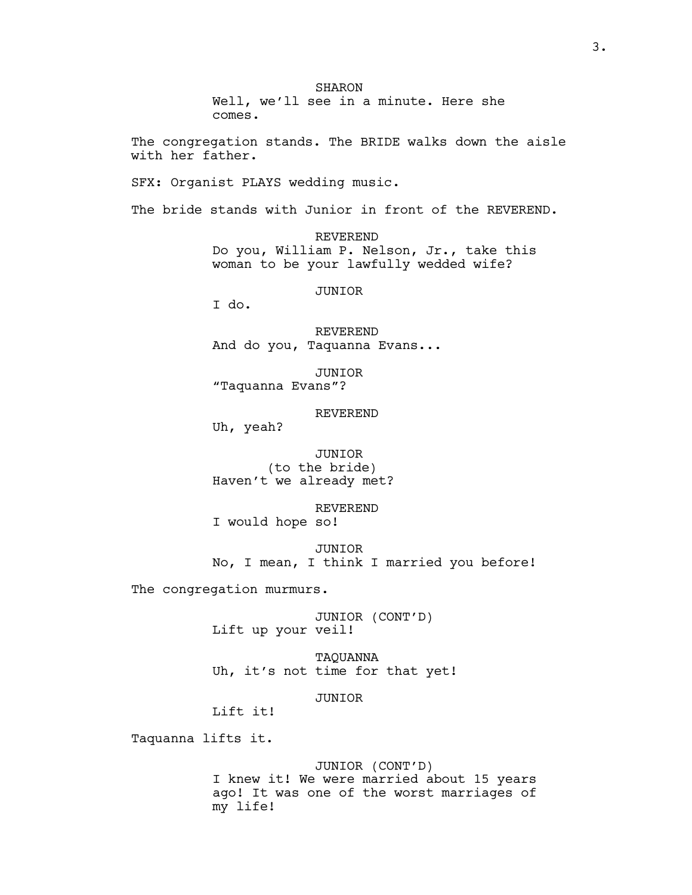SHARON
Well, we'll see in a minute. Here she comes.

The congregation stands. The BRIDE walks down the aisle with her father.

SFX: Organist PLAYS wedding music.

The bride stands with Junior in front of the REVEREND.

REVEREND
Do you, William P. Nelson, Jr., take this woman to be your lawfully wedded wife?

JUNIOR
I do.

REVEREND
And do you, Taquanna Evans...

JUNIOR
"Taquanna Evans"?

REVEREND
Uh, yeah?

JUNIOR
(to the bride)
Haven't we already met?

REVEREND
I would hope so!

JUNIOR
No, I mean, I think I married you before!

The congregation murmurs.

JUNIOR (CONT'D)
Lift up your veil!

TAQUANNA
Uh, it's not time for that yet!

JUNIOR
Lift it!

Taquanna lifts it.

JUNIOR (CONT'D)
I knew it! We were married about 15 years ago! It was one of the worst marriages of my life!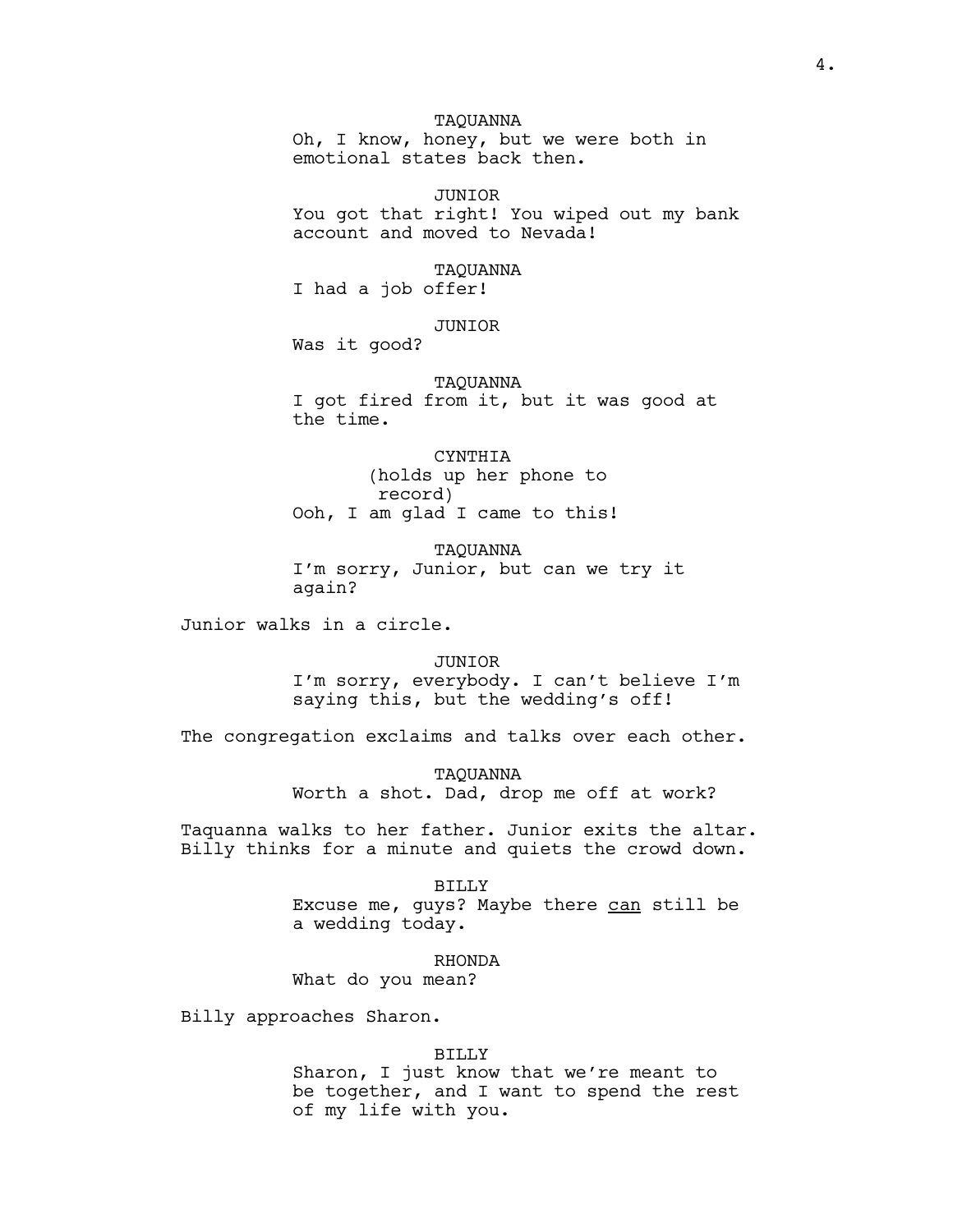TAQUANNA
Oh, I know, honey, but we were both in emotional states back then.

JUNIOR
You got that right! You wiped out my bank account and moved to Nevada!

TAQUANNA
I had a job offer!

JUNIOR
Was it good?

TAQUANNA
I got fired from it, but it was good at the time.

CYNTHIA
(holds up her phone to record)
Ooh, I am glad I came to this!

TAQUANNA
I'm sorry, Junior, but can we try it again?

Junior walks in a circle.

JUNIOR
I'm sorry, everybody. I can't believe I'm saying this, but the wedding's off!

The congregation exclaims and talks over each other.

TAQUANNA
Worth a shot. Dad, drop me off at work?

Taquanna walks to her father. Junior exits the altar. Billy thinks for a minute and quiets the crowd down.

BILLY
Excuse me, guys? Maybe there <u>can</u> still be a wedding today.

RHONDA
What do you mean?

Billy approaches Sharon.

BILLY
Sharon, I just know that we're meant to be together, and I want to spend the rest of my life with you.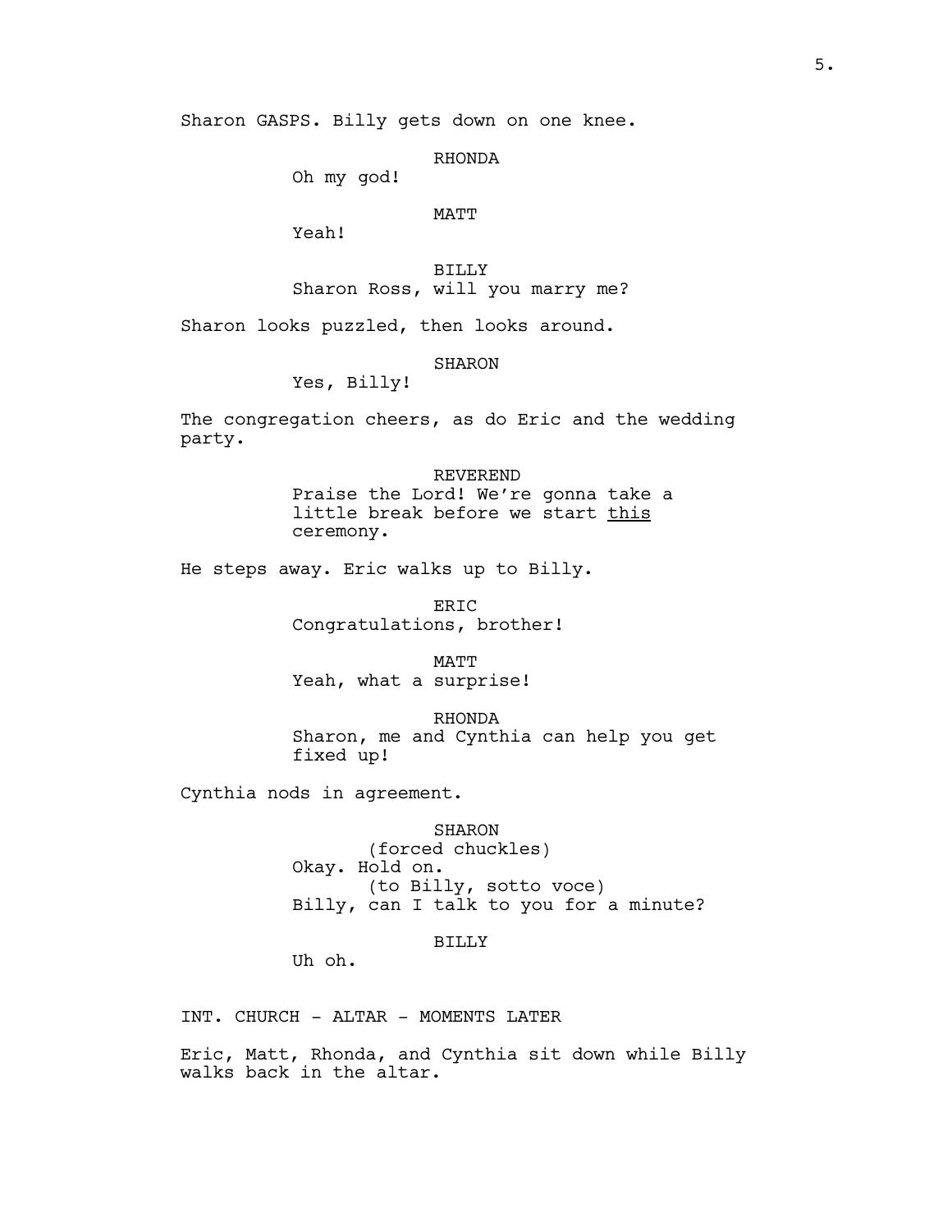Sharon GASPS. Billy gets down on one knee.

RHONDA
Oh my god!

MATT
Yeah!

BILLY
Sharon Ross, will you marry me?

Sharon looks puzzled, then looks around.

SHARON
Yes, Billy!

The congregation cheers, as do Eric and the wedding party.

REVEREND
Praise the Lord! We're gonna take a little break before we start <u>this</u> ceremony.

He steps away. Eric walks up to Billy.

ERIC
Congratulations, brother!

MATT
Yeah, what a surprise!

RHONDA
Sharon, me and Cynthia can help you get fixed up!

Cynthia nods in agreement.

SHARON
(forced chuckles)
Okay. Hold on.
(to Billy, sotto voce)
Billy, can I talk to you for a minute?

BILLY
Uh oh.

INT. CHURCH - ALTAR - MOMENTS LATER

Eric, Matt, Rhonda, and Cynthia sit down while Billy walks back in the altar.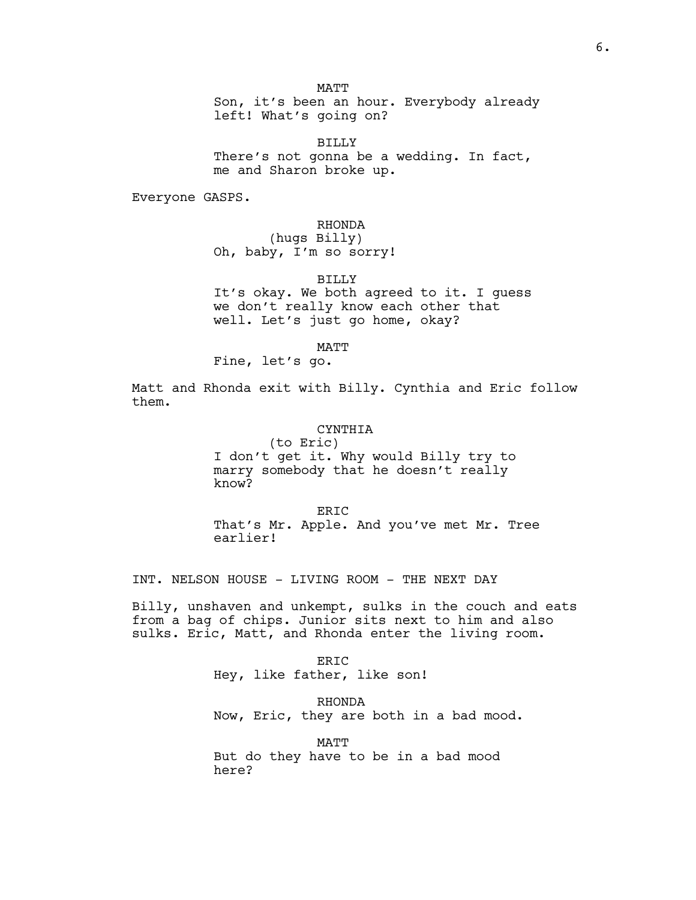MATT
Son, it's been an hour. Everybody already left! What's going on?

BILLY
There's not gonna be a wedding. In fact, me and Sharon broke up.

Everyone GASPS.

RHONDA
(hugs Billy)
Oh, baby, I'm so sorry!

BILLY
It's okay. We both agreed to it. I guess we don't really know each other that well. Let's just go home, okay?

MATT
Fine, let's go.

Matt and Rhonda exit with Billy. Cynthia and Eric follow them.

CYNTHIA
(to Eric)
I don't get it. Why would Billy try to marry somebody that he doesn't really know?

ERIC
That's Mr. Apple. And you've met Mr. Tree earlier!

INT. NELSON HOUSE - LIVING ROOM - THE NEXT DAY

Billy, unshaven and unkempt, sulks in the couch and eats from a bag of chips. Junior sits next to him and also sulks. Eric, Matt, and Rhonda enter the living room.

ERIC
Hey, like father, like son!

RHONDA
Now, Eric, they are both in a bad mood.

MATT
But do they have to be in a bad mood here?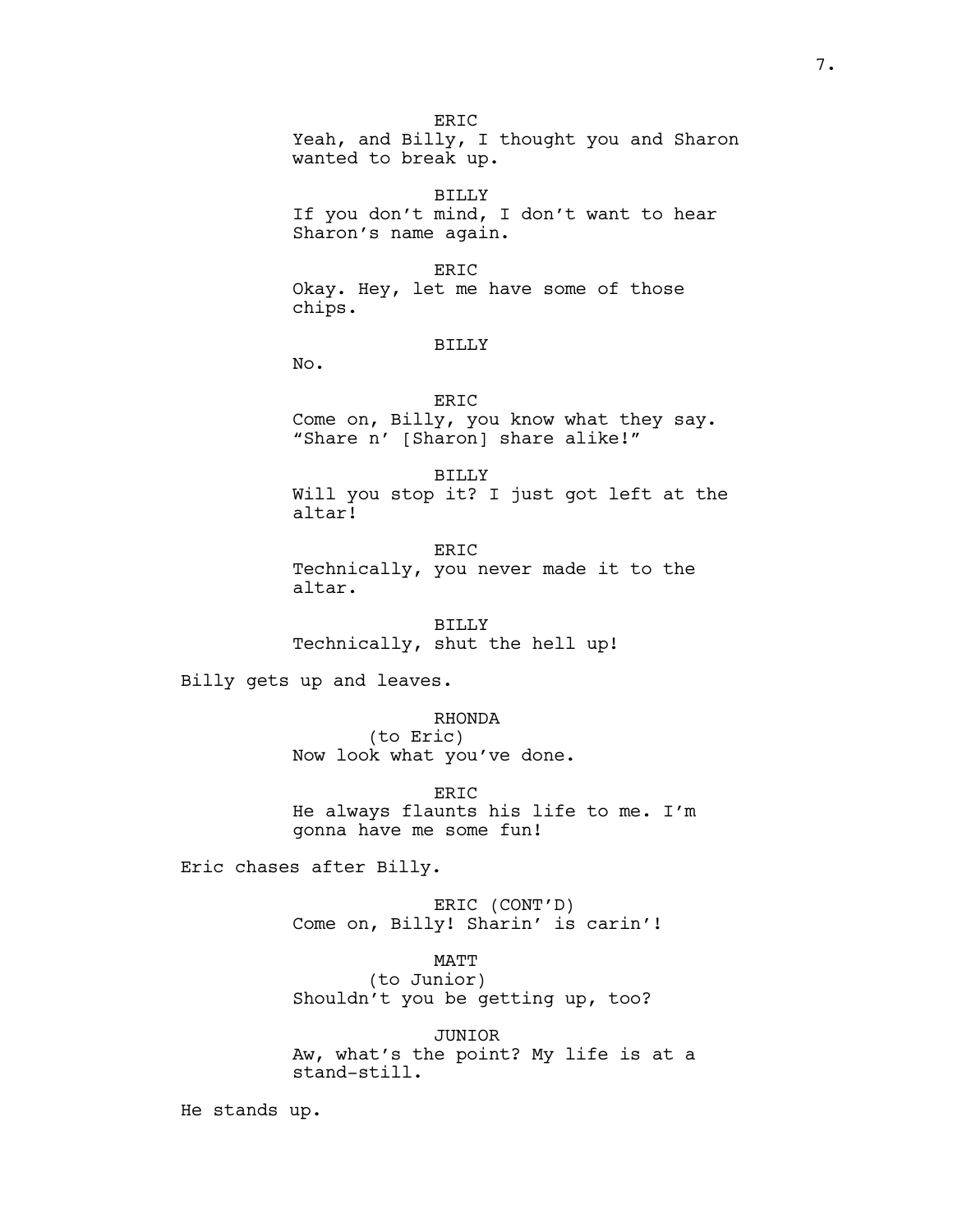ERIC
Yeah, and Billy, I thought you and Sharon wanted to break up.

BILLY
If you don't mind, I don't want to hear Sharon's name again.

ERIC
Okay. Hey, let me have some of those chips.

BILLY
No.

ERIC
Come on, Billy, you know what they say. "Share n' [Sharon] share alike!"

BILLY
Will you stop it? I just got left at the altar!

ERIC
Technically, you never made it to the altar.

BILLY
Technically, shut the hell up!

Billy gets up and leaves.

RHONDA
(to Eric)
Now look what you've done.

ERIC
He always flaunts his life to me. I'm gonna have me some fun!

Eric chases after Billy.

ERIC (CONT'D)
Come on, Billy! Sharin' is carin'!

MATT
(to Junior)
Shouldn't you be getting up, too?

JUNIOR
Aw, what's the point? My life is at a stand-still.

He stands up.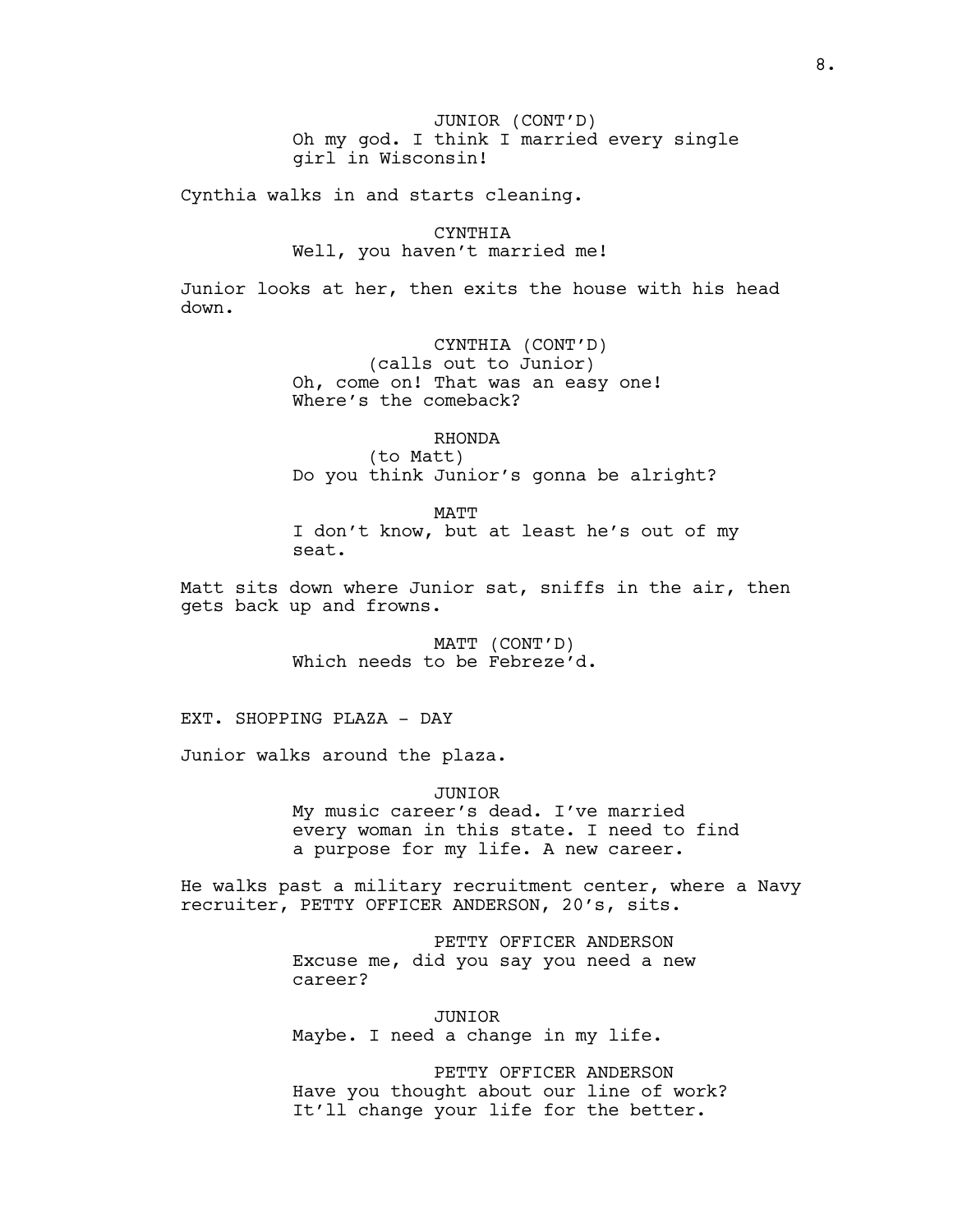JUNIOR (CONT'D)
Oh my god. I think I married every single girl in Wisconsin!

Cynthia walks in and starts cleaning.

CYNTHIA
Well, you haven't married me!

Junior looks at her, then exits the house with his head down.

CYNTHIA (CONT'D)
(calls out to Junior)
Oh, come on! That was an easy one! Where's the comeback?

RHONDA
(to Matt)
Do you think Junior's gonna be alright?

MATT
I don't know, but at least he's out of my seat.

Matt sits down where Junior sat, sniffs in the air, then gets back up and frowns.

MATT (CONT'D)
Which needs to be Febreze'd.

EXT. SHOPPING PLAZA - DAY

Junior walks around the plaza.

JUNIOR
My music career's dead. I've married every woman in this state. I need to find a purpose for my life. A new career.

He walks past a military recruitment center, where a Navy recruiter, PETTY OFFICER ANDERSON, 20's, sits.

PETTY OFFICER ANDERSON
Excuse me, did you say you need a new career?

JUNIOR
Maybe. I need a change in my life.

PETTY OFFICER ANDERSON
Have you thought about our line of work? It'll change your life for the better.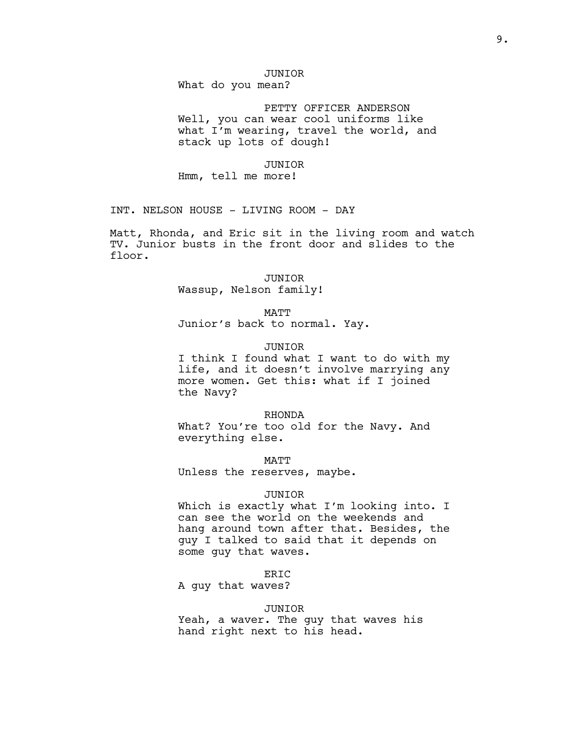JUNIOR
What do you mean?

PETTY OFFICER ANDERSON
Well, you can wear cool uniforms like what I'm wearing, travel the world, and stack up lots of dough!

JUNIOR
Hmm, tell me more!

INT. NELSON HOUSE - LIVING ROOM - DAY

Matt, Rhonda, and Eric sit in the living room and watch TV. Junior busts in the front door and slides to the floor.

JUNIOR
Wassup, Nelson family!

MATT
Junior's back to normal. Yay.

JUNIOR
I think I found what I want to do with my life, and it doesn't involve marrying any more women. Get this: what if I joined the Navy?

RHONDA
What? You're too old for the Navy. And everything else.

MATT
Unless the reserves, maybe.

JUNIOR
Which is exactly what I'm looking into. I can see the world on the weekends and hang around town after that. Besides, the guy I talked to said that it depends on some guy that waves.

ERIC
A guy that waves?

JUNIOR
Yeah, a waver. The guy that waves his hand right next to his head.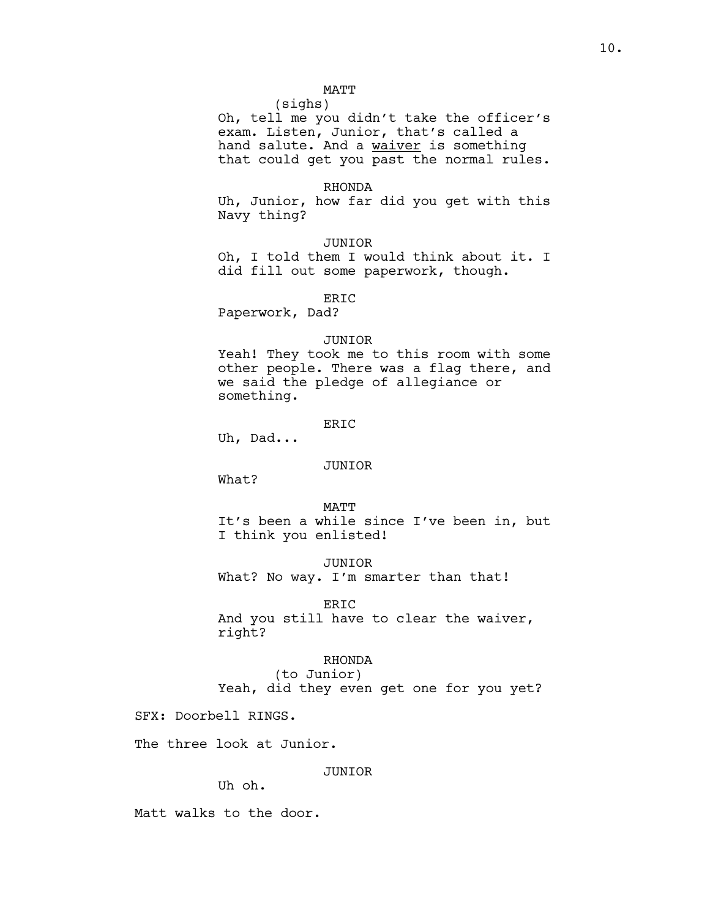MATT
(sighs)
Oh, tell me you didn't take the officer's exam. Listen, Junior, that's called a hand salute. And a <u>waiver</u> is something that could get you past the normal rules.

RHONDA
Uh, Junior, how far did you get with this Navy thing?

JUNIOR
Oh, I told them I would think about it. I did fill out some paperwork, though.

ERIC
Paperwork, Dad?

JUNIOR
Yeah! They took me to this room with some other people. There was a flag there, and we said the pledge of allegiance or something.

ERIC
Uh, Dad...

JUNIOR
What?

MATT
It's been a while since I've been in, but I think you enlisted!

JUNIOR
What? No way. I'm smarter than that!

ERIC
And you still have to clear the waiver, right?

RHONDA
(to Junior)
Yeah, did they even get one for you yet?

SFX: Doorbell RINGS.

The three look at Junior.

JUNIOR
Uh oh.

Matt walks to the door.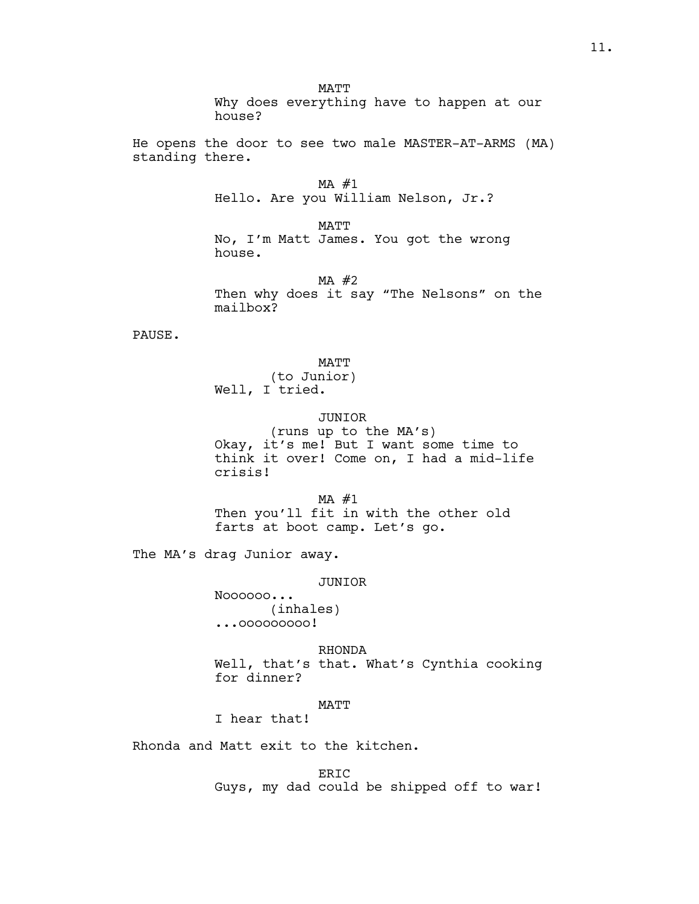MATT
Why does everything have to happen at our house?

He opens the door to see two male MASTER-AT-ARMS (MA) standing there.

MA #1
Hello. Are you William Nelson, Jr.?

MATT
No, I'm Matt James. You got the wrong house.

MA #2
Then why does it say "The Nelsons" on the mailbox?

PAUSE.

MATT
(to Junior)
Well, I tried.

JUNIOR
(runs up to the MA's)
Okay, it's me! But I want some time to think it over! Come on, I had a mid-life crisis!

MA #1
Then you'll fit in with the other old farts at boot camp. Let's go.

The MA's drag Junior away.

JUNIOR
Noooooo...
(inhales)
...ooooooooo!

RHONDA
Well, that's that. What's Cynthia cooking for dinner?

MATT
I hear that!

Rhonda and Matt exit to the kitchen.

ERIC
Guys, my dad could be shipped off to war!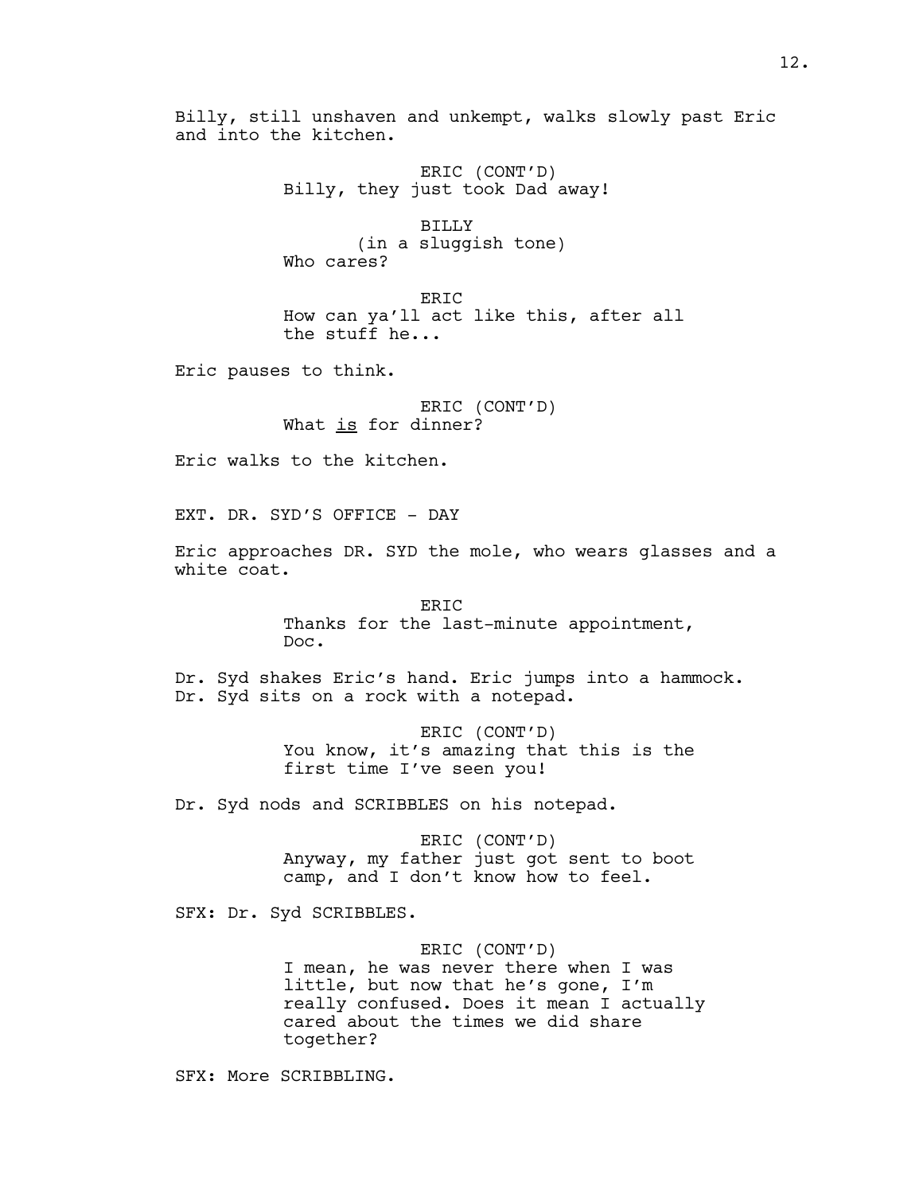Billy, still unshaven and unkempt, walks slowly past Eric and into the kitchen.

ERIC (CONT'D)
Billy, they just took Dad away!

BILLY
(in a sluggish tone)
Who cares?

ERIC
How can ya'll act like this, after all the stuff he...

Eric pauses to think.

ERIC (CONT'D)
What <u>is</u> for dinner?

Eric walks to the kitchen.

EXT. DR. SYD'S OFFICE - DAY

Eric approaches DR. SYD the mole, who wears glasses and a white coat.

ERIC
Thanks for the last-minute appointment, Doc.

Dr. Syd shakes Eric's hand. Eric jumps into a hammock. Dr. Syd sits on a rock with a notepad.

ERIC (CONT'D)
You know, it's amazing that this is the first time I've seen you!

Dr. Syd nods and SCRIBBLES on his notepad.

ERIC (CONT'D)
Anyway, my father just got sent to boot camp, and I don't know how to feel.

SFX: Dr. Syd SCRIBBLES.

ERIC (CONT'D)
I mean, he was never there when I was little, but now that he's gone, I'm really confused. Does it mean I actually cared about the times we did share together?

SFX: More SCRIBBLING.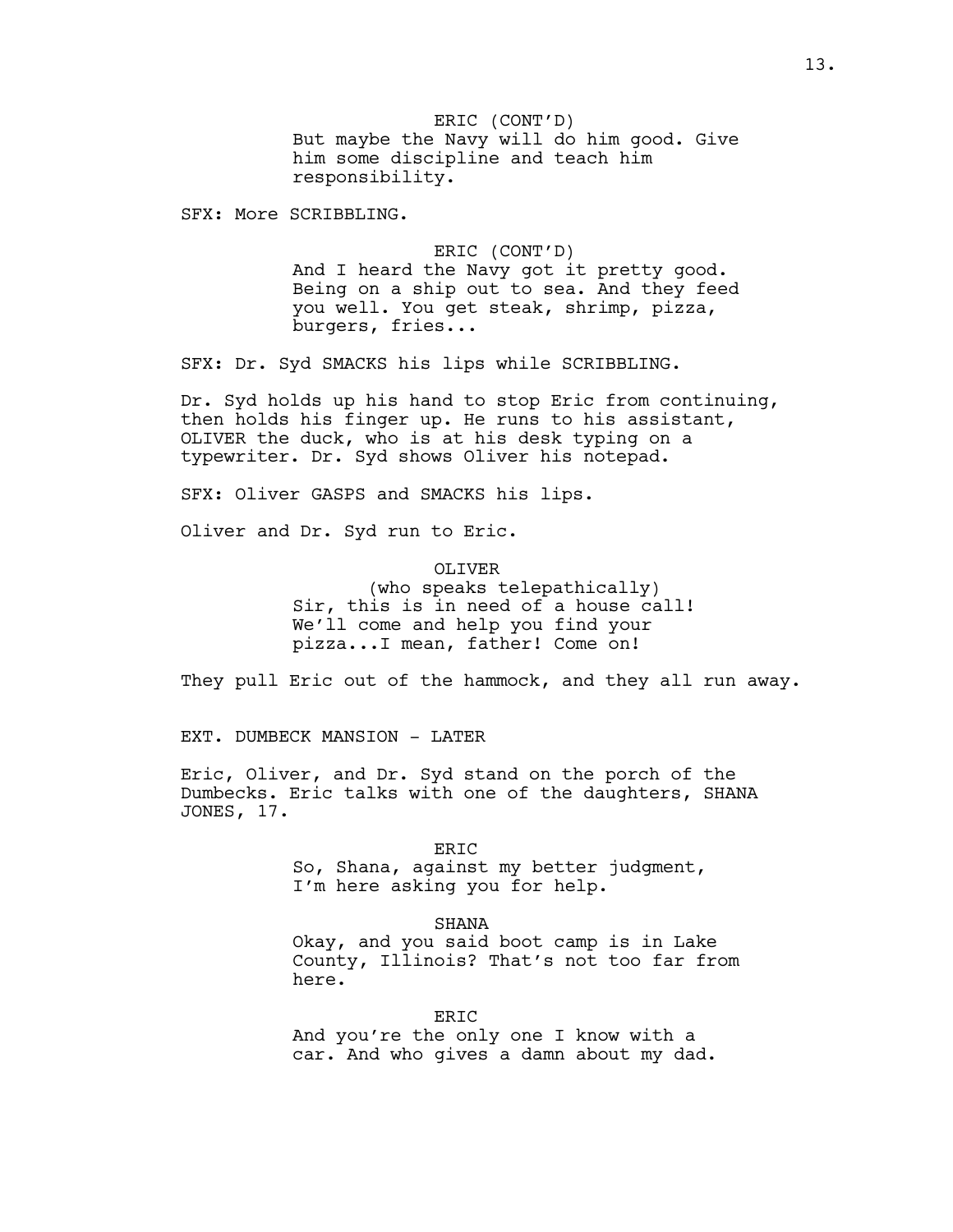ERIC (CONT'D)
But maybe the Navy will do him good. Give him some discipline and teach him responsibility.

SFX: More SCRIBBLING.

ERIC (CONT'D)
And I heard the Navy got it pretty good. Being on a ship out to sea. And they feed you well. You get steak, shrimp, pizza, burgers, fries...

SFX: Dr. Syd SMACKS his lips while SCRIBBLING.

Dr. Syd holds up his hand to stop Eric from continuing, then holds his finger up. He runs to his assistant, OLIVER the duck, who is at his desk typing on a typewriter. Dr. Syd shows Oliver his notepad.

SFX: Oliver GASPS and SMACKS his lips.

Oliver and Dr. Syd run to Eric.

OLIVER
(who speaks telepathically)
Sir, this is in need of a house call! We'll come and help you find your pizza...I mean, father! Come on!

They pull Eric out of the hammock, and they all run away.

EXT. DUMBECK MANSION - LATER

Eric, Oliver, and Dr. Syd stand on the porch of the Dumbecks. Eric talks with one of the daughters, SHANA JONES, 17.

ERIC
So, Shana, against my better judgment, I'm here asking you for help.

SHANA
Okay, and you said boot camp is in Lake County, Illinois? That's not too far from here.

ERIC
And you're the only one I know with a car. And who gives a damn about my dad.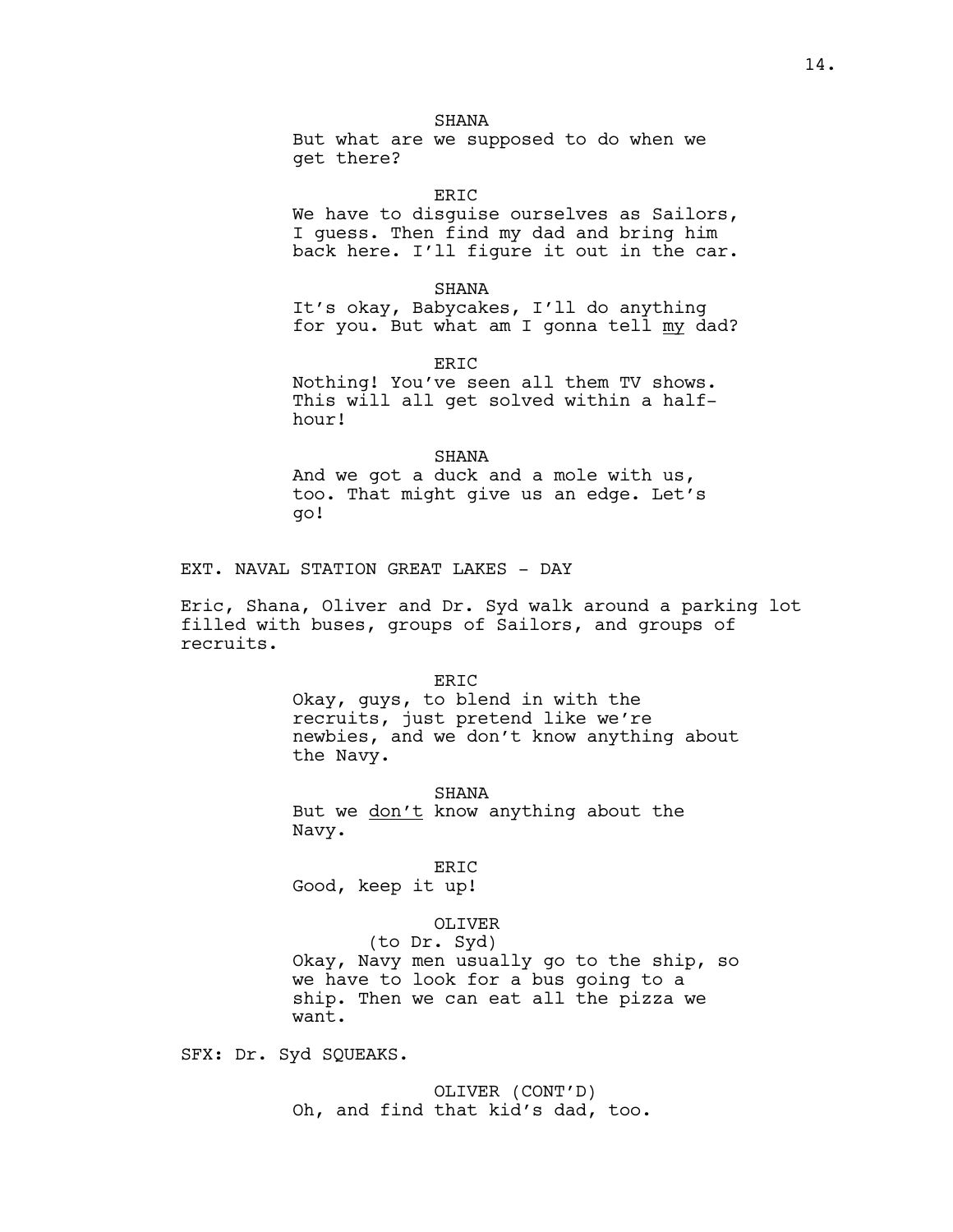SHANA
But what are we supposed to do when we get there?

ERIC
We have to disguise ourselves as Sailors, I guess. Then find my dad and bring him back here. I'll figure it out in the car.

SHANA
It's okay, Babycakes, I'll do anything for you. But what am I gonna tell <u>my</u> dad?

ERIC
Nothing! You've seen all them TV shows. This will all get solved within a half-hour!

SHANA
And we got a duck and a mole with us, too. That might give us an edge. Let's go!

EXT. NAVAL STATION GREAT LAKES - DAY

Eric, Shana, Oliver and Dr. Syd walk around a parking lot filled with buses, groups of Sailors, and groups of recruits.

ERIC
Okay, guys, to blend in with the recruits, just pretend like we're newbies, and we don't know anything about the Navy.

SHANA
But we <u>don't</u> know anything about the Navy.

ERIC
Good, keep it up!

OLIVER
(to Dr. Syd)
Okay, Navy men usually go to the ship, so we have to look for a bus going to a ship. Then we can eat all the pizza we want.

SFX: Dr. Syd SQUEAKS.

OLIVER (CONT'D)
Oh, and find that kid's dad, too.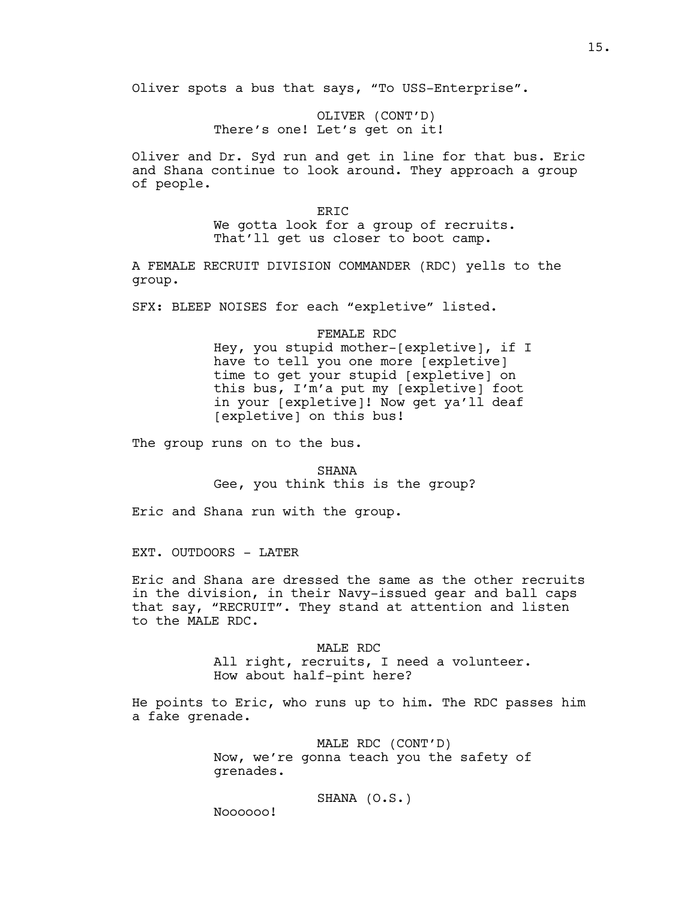Oliver spots a bus that says, “To USS-Enterprise”.

OLIVER (CONT’D)
There’s one! Let’s get on it!

Oliver and Dr. Syd run and get in line for that bus. Eric and Shana continue to look around. They approach a group of people.

ERIC
We gotta look for a group of recruits. That’ll get us closer to boot camp.

A FEMALE RECRUIT DIVISION COMMANDER (RDC) yells to the group.

SFX: BLEEP NOISES for each “expletive” listed.

FEMALE RDC
Hey, you stupid mother-[expletive], if I have to tell you one more [expletive] time to get your stupid [expletive] on this bus, I’m’a put my [expletive] foot in your [expletive]! Now get ya’ll deaf [expletive] on this bus!

The group runs on to the bus.

SHANA
Gee, you think this is the group?

Eric and Shana run with the group.

EXT. OUTDOORS - LATER

Eric and Shana are dressed the same as the other recruits in the division, in their Navy-issued gear and ball caps that say, “RECRUIT”. They stand at attention and listen to the MALE RDC.

MALE RDC
All right, recruits, I need a volunteer. How about half-pint here?

He points to Eric, who runs up to him. The RDC passes him a fake grenade.

MALE RDC (CONT’D)
Now, we’re gonna teach you the safety of grenades.

SHANA (O.S.)
Noooooo!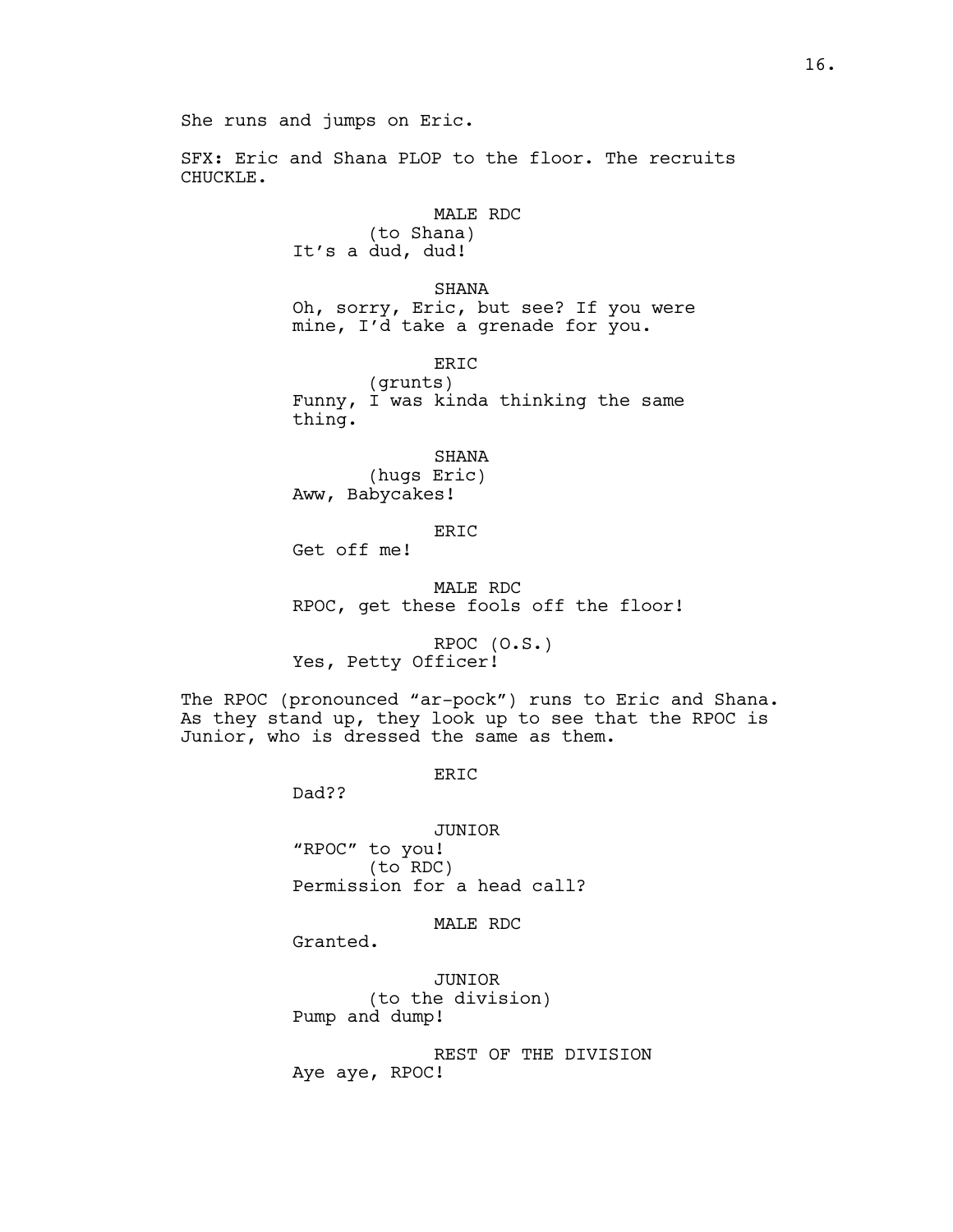She runs and jumps on Eric.

SFX: Eric and Shana PLOP to the floor. The recruits CHUCKLE.

MALE RDC
(to Shana)
It's a dud, dud!

SHANA
Oh, sorry, Eric, but see? If you were mine, I'd take a grenade for you.

ERIC
(grunts)
Funny, I was kinda thinking the same thing.

SHANA
(hugs Eric)
Aww, Babycakes!

ERIC
Get off me!

MALE RDC
RPOC, get these fools off the floor!

RPOC (O.S.)
Yes, Petty Officer!

The RPOC (pronounced "ar-pock") runs to Eric and Shana. As they stand up, they look up to see that the RPOC is Junior, who is dressed the same as them.

ERIC
Dad??

JUNIOR
"RPOC" to you!
(to RDC)
Permission for a head call?

MALE RDC
Granted.

JUNIOR
(to the division)
Pump and dump!

REST OF THE DIVISION
Aye aye, RPOC!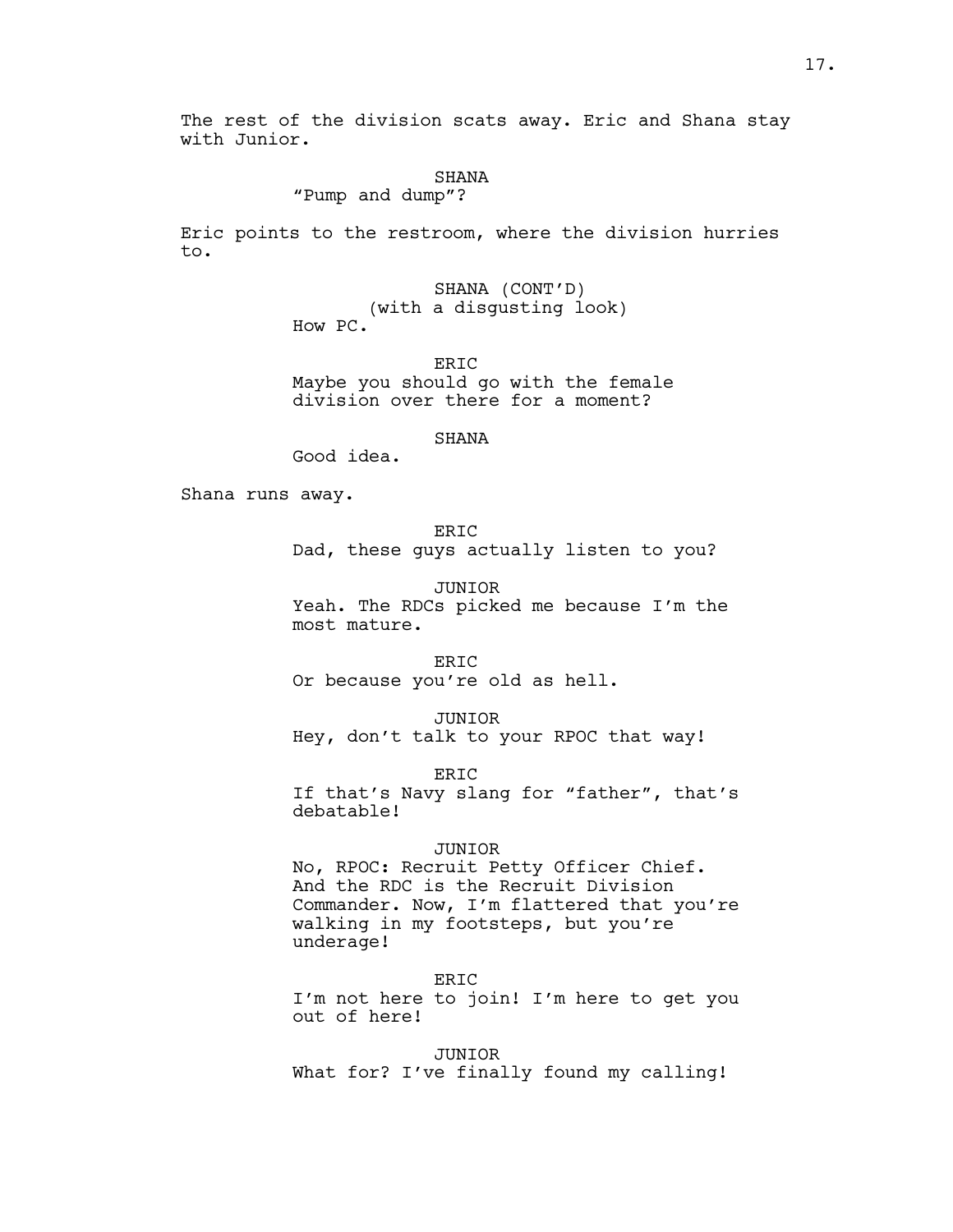The rest of the division scats away. Eric and Shana stay with Junior.

SHANA
"Pump and dump"?

Eric points to the restroom, where the division hurries to.

SHANA (CONT'D)
(with a disgusting look)
How PC.

ERIC
Maybe you should go with the female division over there for a moment?

SHANA
Good idea.

Shana runs away.

ERIC
Dad, these guys actually listen to you?

JUNIOR
Yeah. The RDCs picked me because I'm the most mature.

ERIC
Or because you're old as hell.

JUNIOR
Hey, don't talk to your RPOC that way!

ERIC
If that's Navy slang for "father", that's debatable!

JUNIOR
No, RPOC: Recruit Petty Officer Chief. And the RDC is the Recruit Division Commander. Now, I'm flattered that you're walking in my footsteps, but you're underage!

ERIC
I'm not here to join! I'm here to get you out of here!

JUNIOR
What for? I've finally found my calling!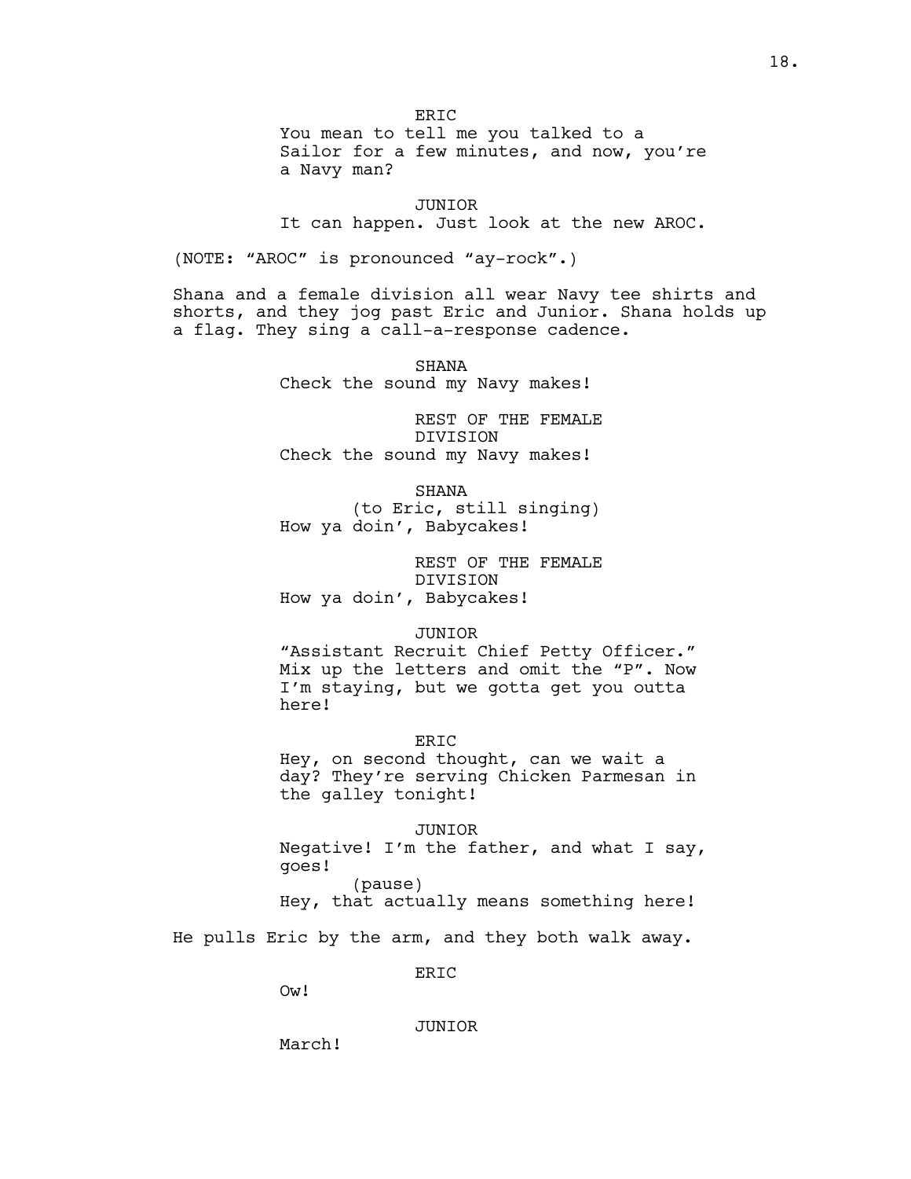ERIC

You mean to tell me you talked to a Sailor for a few minutes, and now, you're a Navy man?

JUNIOR

It can happen. Just look at the new AROC.

(NOTE: "AROC" is pronounced "ay-rock".)

Shana and a female division all wear Navy tee shirts and shorts, and they jog past Eric and Junior. Shana holds up a flag. They sing a call-a-response cadence.

SHANA

Check the sound my Navy makes!

REST OF THE FEMALE DIVISION

Check the sound my Navy makes!

SHANA

(to Eric, still singing)

How ya doin', Babycakes!

REST OF THE FEMALE DIVISION

How ya doin', Babycakes!

JUNIOR

"Assistant Recruit Chief Petty Officer." Mix up the letters and omit the "P". Now I'm staying, but we gotta get you outta here!

ERIC

Hey, on second thought, can we wait a day? They're serving Chicken Parmesan in the galley tonight!

JUNIOR

Negative! I'm the father, and what I say, goes!

(pause)

Hey, that actually means something here!

He pulls Eric by the arm, and they both walk away.

ERIC

Ow!

JUNIOR

March!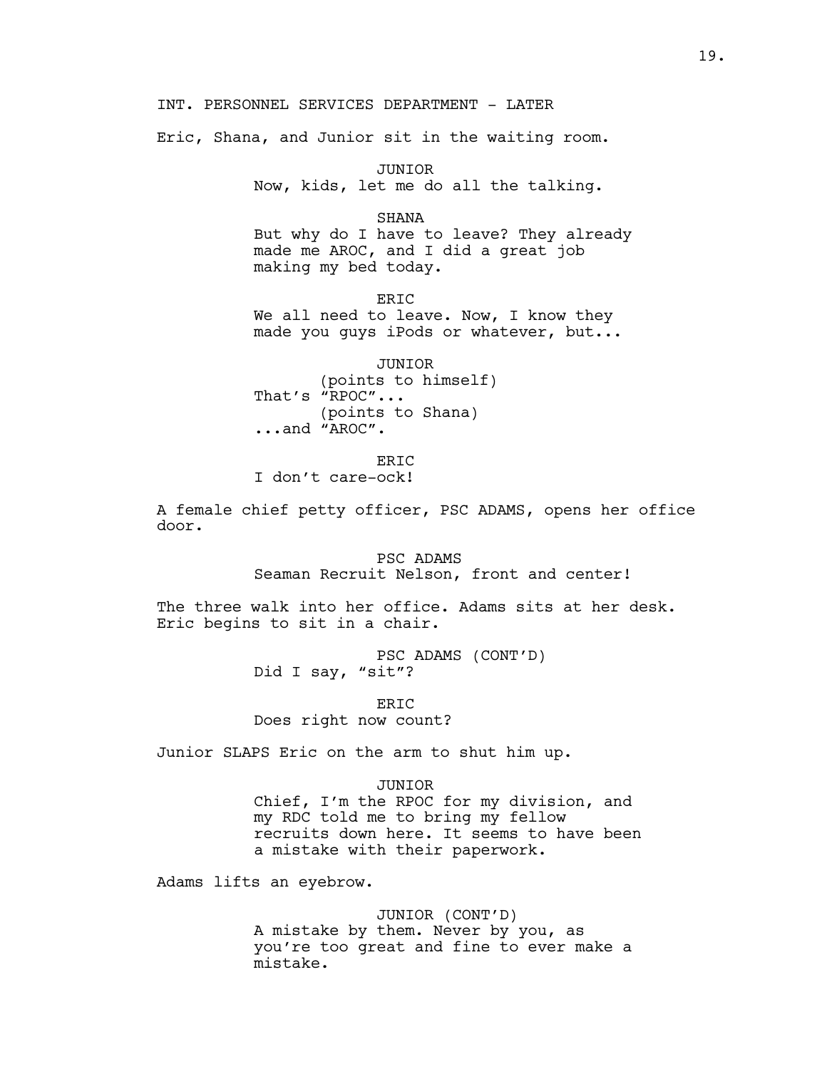INT. PERSONNEL SERVICES DEPARTMENT - LATER

Eric, Shana, and Junior sit in the waiting room.

JUNIOR
Now, kids, let me do all the talking.

SHANA
But why do I have to leave? They already made me AROC, and I did a great job making my bed today.

ERIC
We all need to leave. Now, I know they made you guys iPods or whatever, but...

JUNIOR
(points to himself)
That's "RPOC"...
(points to Shana)
...and "AROC".

ERIC
I don't care-ock!

A female chief petty officer, PSC ADAMS, opens her office door.

PSC ADAMS
Seaman Recruit Nelson, front and center!

The three walk into her office. Adams sits at her desk. Eric begins to sit in a chair.

PSC ADAMS (CONT'D)
Did I say, "sit"?

ERIC
Does right now count?

Junior SLAPS Eric on the arm to shut him up.

JUNIOR
Chief, I'm the RPOC for my division, and my RDC told me to bring my fellow recruits down here. It seems to have been a mistake with their paperwork.

Adams lifts an eyebrow.

JUNIOR (CONT'D)
A mistake by them. Never by you, as you're too great and fine to ever make a mistake.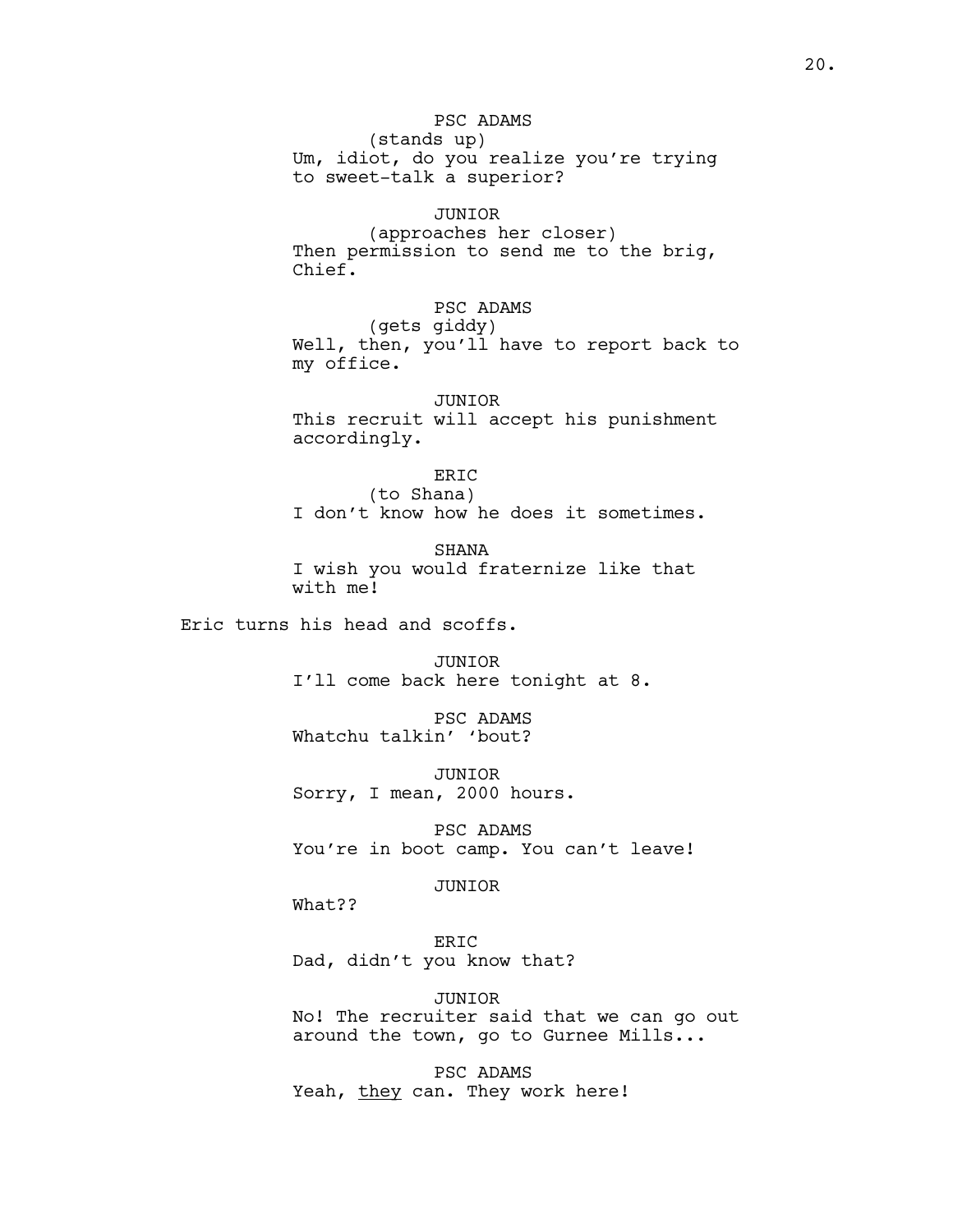PSC ADAMS
(stands up)
Um, idiot, do you realize you're trying to sweet-talk a superior?

JUNIOR
(approaches her closer)
Then permission to send me to the brig, Chief.

PSC ADAMS
(gets giddy)
Well, then, you'll have to report back to my office.

JUNIOR
This recruit will accept his punishment accordingly.

ERIC
(to Shana)
I don't know how he does it sometimes.

SHANA
I wish you would fraternize like that with me!

Eric turns his head and scoffs.

JUNIOR
I'll come back here tonight at 8.

PSC ADAMS
Whatchu talkin' 'bout?

JUNIOR
Sorry, I mean, 2000 hours.

PSC ADAMS
You're in boot camp. You can't leave!

JUNIOR
What??

ERIC
Dad, didn't you know that?

JUNIOR
No! The recruiter said that we can go out around the town, go to Gurnee Mills...

PSC ADAMS
Yeah, <u>they</u> can. They work here!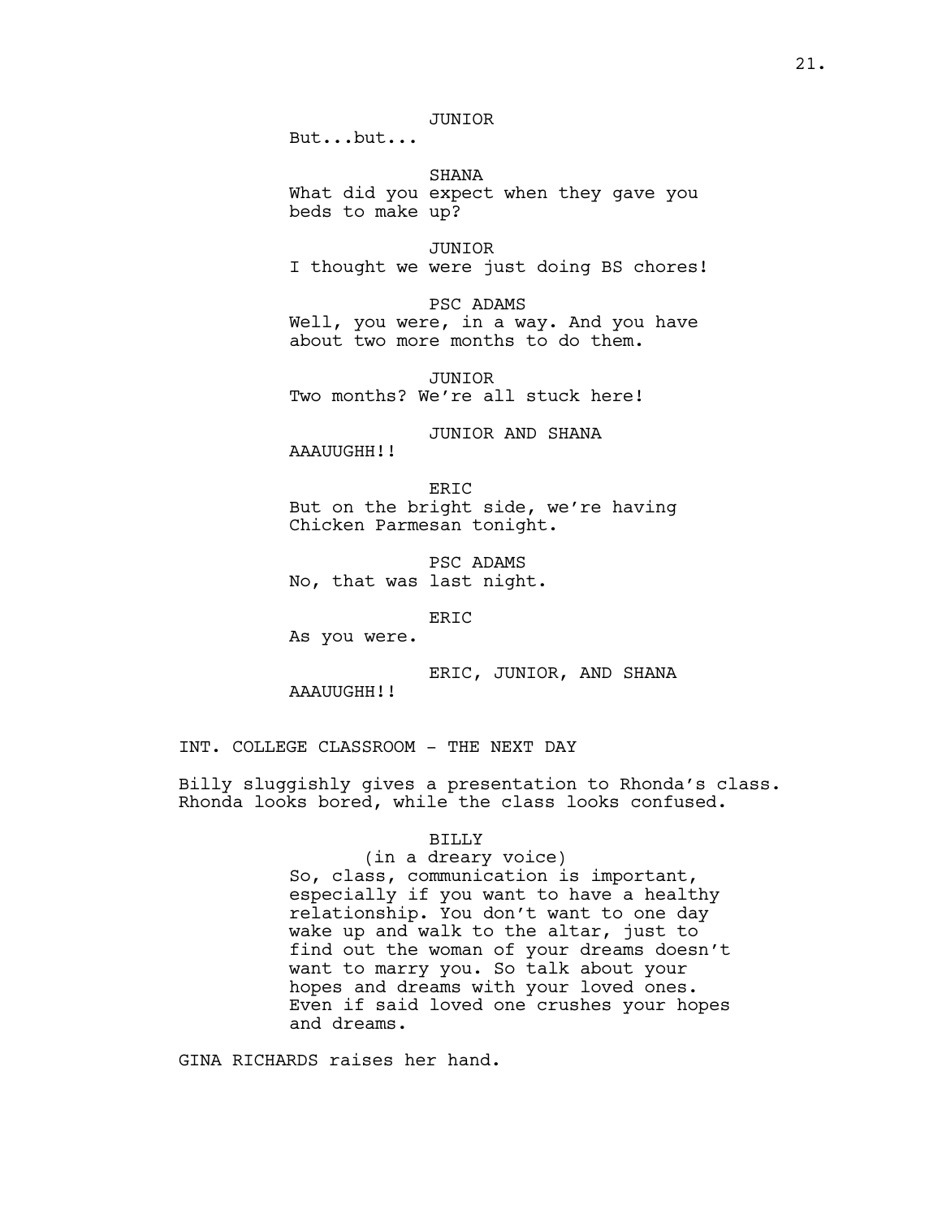JUNIOR
But...but...

SHANA
What did you expect when they gave you beds to make up?

JUNIOR
I thought we were just doing BS chores!

PSC ADAMS
Well, you were, in a way. And you have about two more months to do them.

JUNIOR
Two months? We're all stuck here!

JUNIOR AND SHANA
AAAUUGHH!!

ERIC
But on the bright side, we're having Chicken Parmesan tonight.

PSC ADAMS
No, that was last night.

ERIC
As you were.

ERIC, JUNIOR, AND SHANA
AAAUUGHH!!

INT. COLLEGE CLASSROOM - THE NEXT DAY

Billy sluggishly gives a presentation to Rhonda's class. Rhonda looks bored, while the class looks confused.

BILLY
(in a dreary voice)
So, class, communication is important, especially if you want to have a healthy relationship. You don't want to one day wake up and walk to the altar, just to find out the woman of your dreams doesn't want to marry you. So talk about your hopes and dreams with your loved ones. Even if said loved one crushes your hopes and dreams.

GINA RICHARDS raises her hand.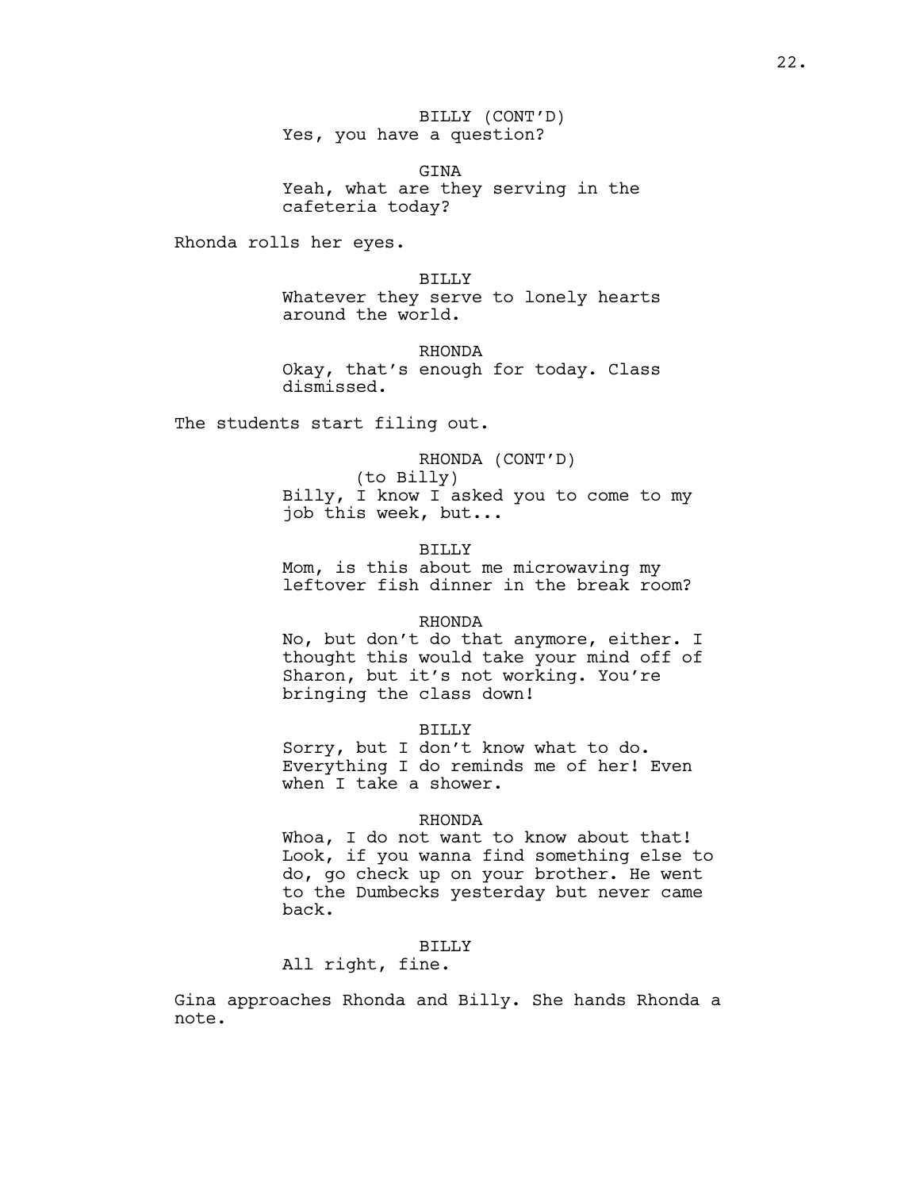BILLY (CONT'D)
Yes, you have a question?

GINA
Yeah, what are they serving in the cafeteria today?

Rhonda rolls her eyes.

BILLY
Whatever they serve to lonely hearts around the world.

RHONDA
Okay, that's enough for today. Class dismissed.

The students start filing out.

RHONDA (CONT'D)
(to Billy)
Billy, I know I asked you to come to my job this week, but...

BILLY
Mom, is this about me microwaving my leftover fish dinner in the break room?

RHONDA
No, but don't do that anymore, either. I thought this would take your mind off of Sharon, but it's not working. You're bringing the class down!

BILLY
Sorry, but I don't know what to do. Everything I do reminds me of her! Even when I take a shower.

RHONDA
Whoa, I do not want to know about that! Look, if you wanna find something else to do, go check up on your brother. He went to the Dumbecks yesterday but never came back.

BILLY
All right, fine.

Gina approaches Rhonda and Billy. She hands Rhonda a note.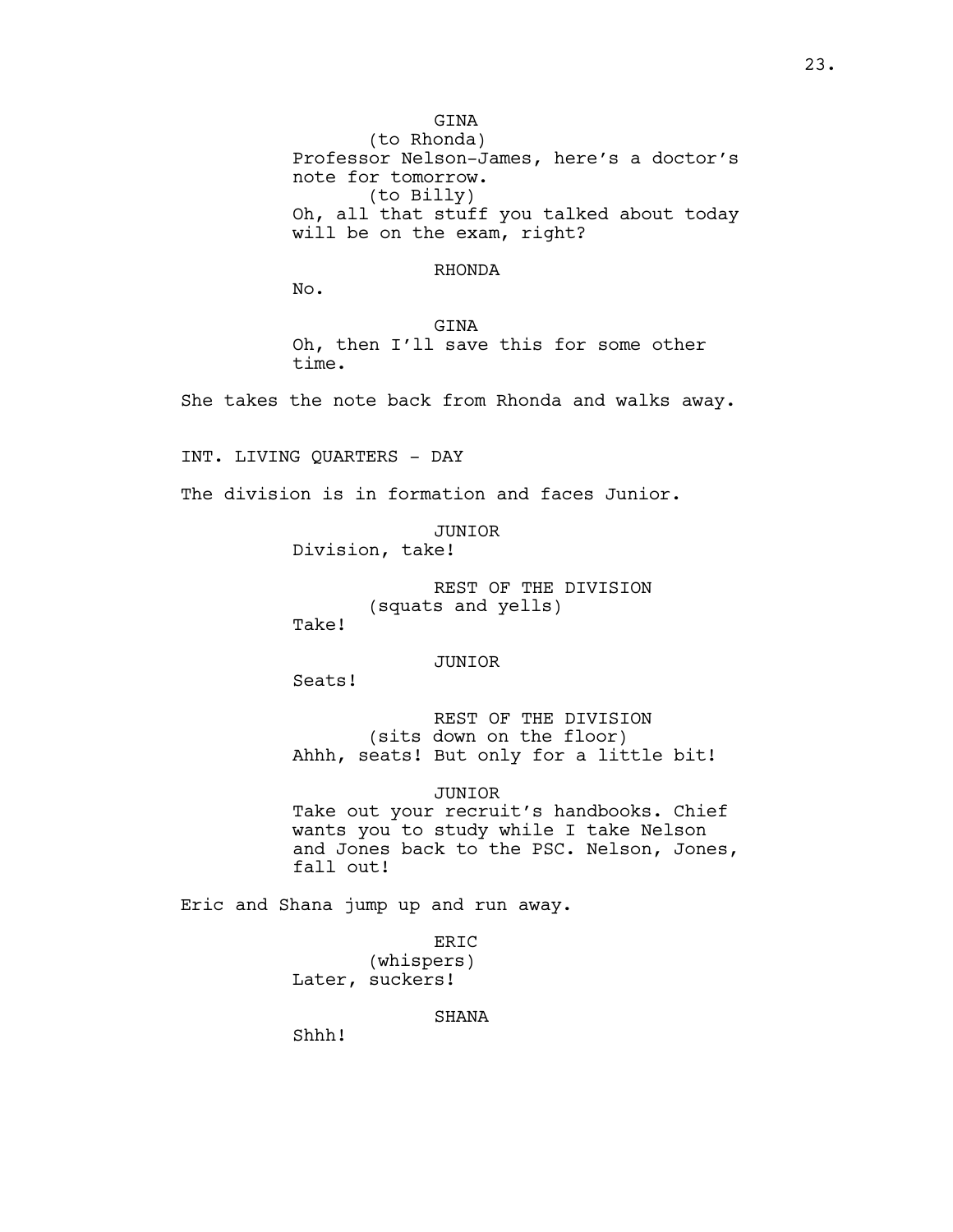GINA
(to Rhonda)
Professor Nelson-James, here's a doctor's note for tomorrow.
(to Billy)
Oh, all that stuff you talked about today will be on the exam, right?

RHONDA
No.

GINA
Oh, then I'll save this for some other time.

She takes the note back from Rhonda and walks away.

INT. LIVING QUARTERS - DAY

The division is in formation and faces Junior.

JUNIOR
Division, take!

REST OF THE DIVISION
(squats and yells)
Take!

JUNIOR
Seats!

REST OF THE DIVISION
(sits down on the floor)
Ahhh, seats! But only for a little bit!

JUNIOR
Take out your recruit's handbooks. Chief wants you to study while I take Nelson and Jones back to the PSC. Nelson, Jones, fall out!

Eric and Shana jump up and run away.

ERIC
(whispers)
Later, suckers!

SHANA
Shhh!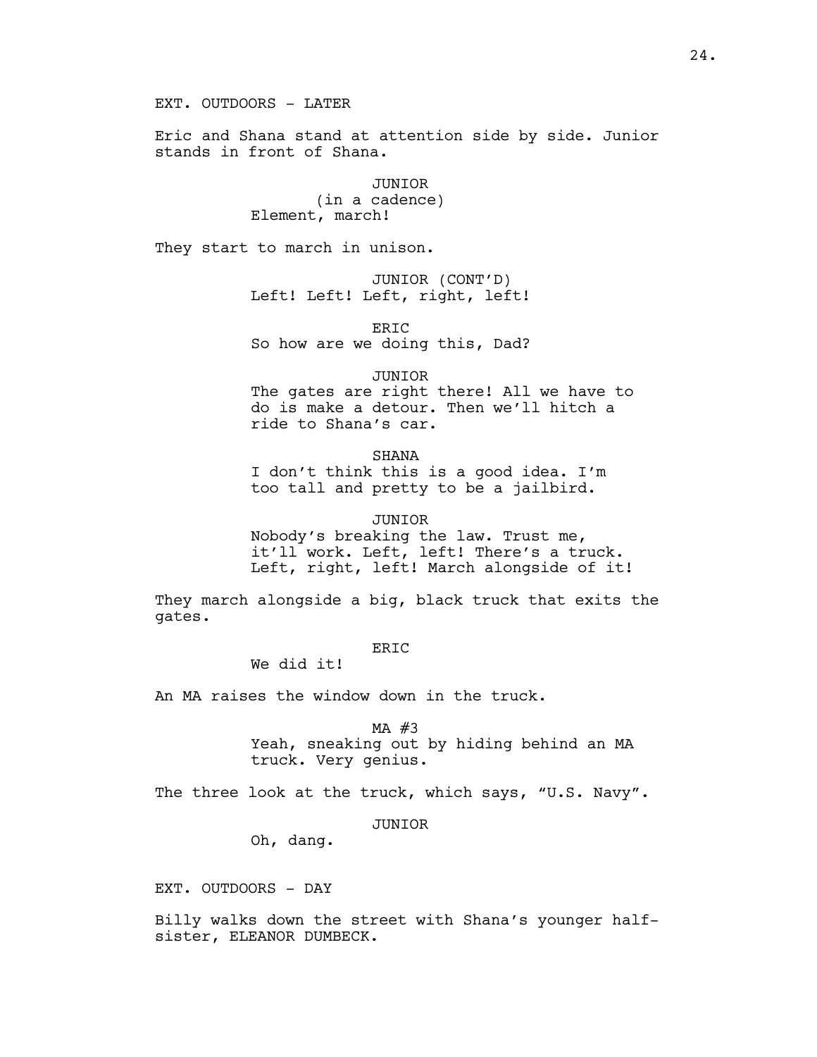EXT. OUTDOORS - LATER

Eric and Shana stand at attention side by side. Junior stands in front of Shana.

JUNIOR
(in a cadence)
Element, march!

They start to march in unison.

JUNIOR (CONT'D)
Left! Left! Left, right, left!

ERIC
So how are we doing this, Dad?

JUNIOR
The gates are right there! All we have to do is make a detour. Then we'll hitch a ride to Shana's car.

SHANA
I don't think this is a good idea. I'm too tall and pretty to be a jailbird.

JUNIOR
Nobody's breaking the law. Trust me, it'll work. Left, left! There's a truck. Left, right, left! March alongside of it!

They march alongside a big, black truck that exits the gates.

ERIC
We did it!

An MA raises the window down in the truck.

MA #3
Yeah, sneaking out by hiding behind an MA truck. Very genius.

The three look at the truck, which says, "U.S. Navy".

JUNIOR
Oh, dang.

EXT. OUTDOORS - DAY

Billy walks down the street with Shana's younger half-sister, ELEANOR DUMBECK.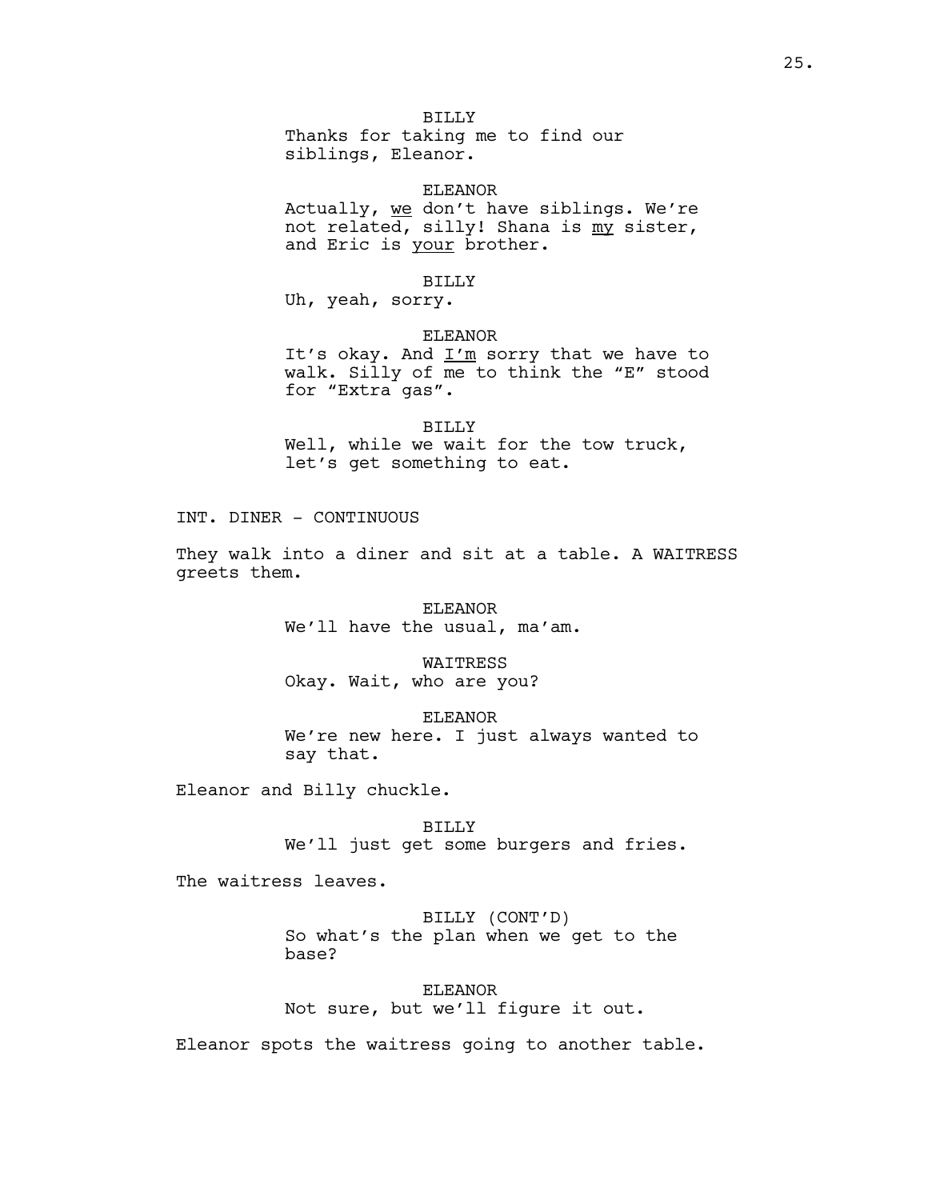BILLY
Thanks for taking me to find our siblings, Eleanor.

ELEANOR
Actually, <u>we</u> don't have siblings. We're not related, silly! Shana is <u>my</u> sister, and Eric is <u>your</u> brother.

BILLY
Uh, yeah, sorry.

ELEANOR
It's okay. And <u>I'm</u> sorry that we have to walk. Silly of me to think the "E" stood for "Extra gas".

BILLY
Well, while we wait for the tow truck, let's get something to eat.

INT. DINER - CONTINUOUS

They walk into a diner and sit at a table. A WAITRESS greets them.

ELEANOR
We'll have the usual, ma'am.

WAITRESS
Okay. Wait, who are you?

ELEANOR
We're new here. I just always wanted to say that.

Eleanor and Billy chuckle.

BILLY
We'll just get some burgers and fries.

The waitress leaves.

BILLY (CONT'D)
So what's the plan when we get to the base?

ELEANOR
Not sure, but we'll figure it out.

Eleanor spots the waitress going to another table.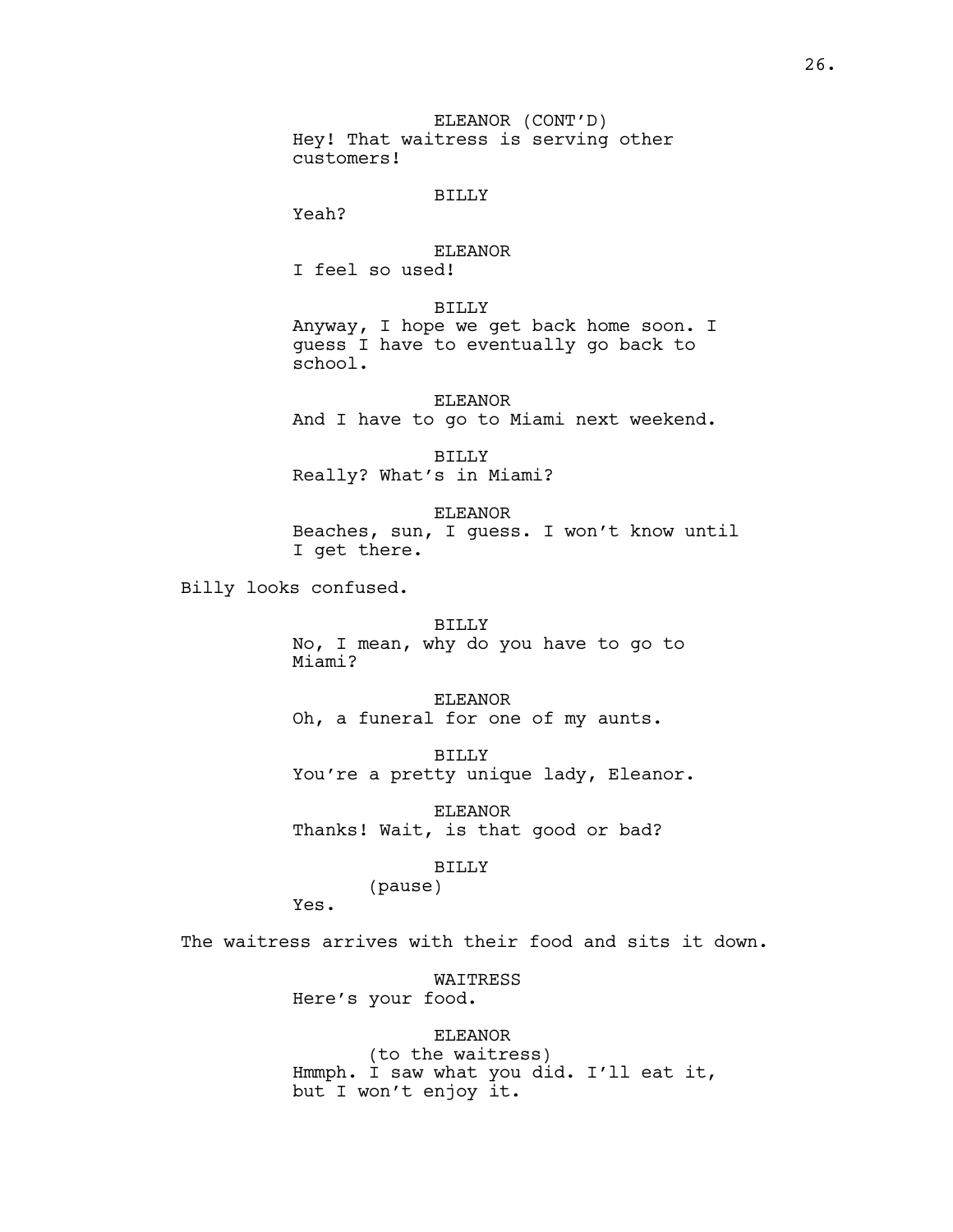ELEANOR (CONT'D)
Hey! That waitress is serving other customers!

BILLY
Yeah?

ELEANOR
I feel so used!

BILLY
Anyway, I hope we get back home soon. I guess I have to eventually go back to school.

ELEANOR
And I have to go to Miami next weekend.

BILLY
Really? What's in Miami?

ELEANOR
Beaches, sun, I guess. I won't know until I get there.

Billy looks confused.

BILLY
No, I mean, why do you have to go to Miami?

ELEANOR
Oh, a funeral for one of my aunts.

BILLY
You're a pretty unique lady, Eleanor.

ELEANOR
Thanks! Wait, is that good or bad?

BILLY
(pause)
Yes.

The waitress arrives with their food and sits it down.

WAITRESS
Here's your food.

ELEANOR
(to the waitress)
Hmmph. I saw what you did. I'll eat it, but I won't enjoy it.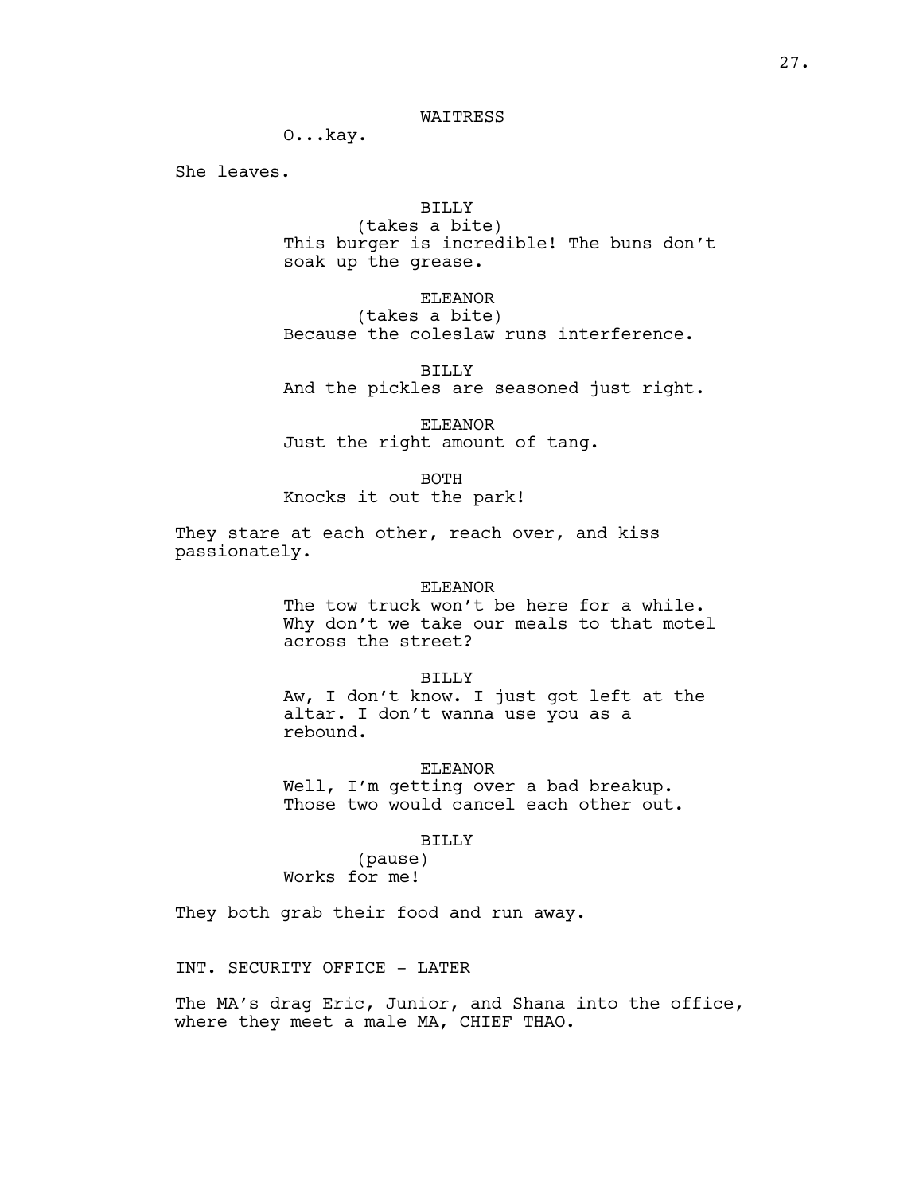WAITRESS

O...kay.

She leaves.

BILLY

(takes a bite)

This burger is incredible! The buns don't soak up the grease.

ELEANOR

(takes a bite)

Because the coleslaw runs interference.

BILLY

And the pickles are seasoned just right.

ELEANOR

Just the right amount of tang.

BOTH

Knocks it out the park!

They stare at each other, reach over, and kiss passionately.

ELEANOR

The tow truck won't be here for a while. Why don't we take our meals to that motel across the street?

BILLY

Aw, I don't know. I just got left at the altar. I don't wanna use you as a rebound.

ELEANOR

Well, I'm getting over a bad breakup. Those two would cancel each other out.

BILLY

(pause)

Works for me!

They both grab their food and run away.

INT. SECURITY OFFICE - LATER

The MA's drag Eric, Junior, and Shana into the office, where they meet a male MA, CHIEF THAO.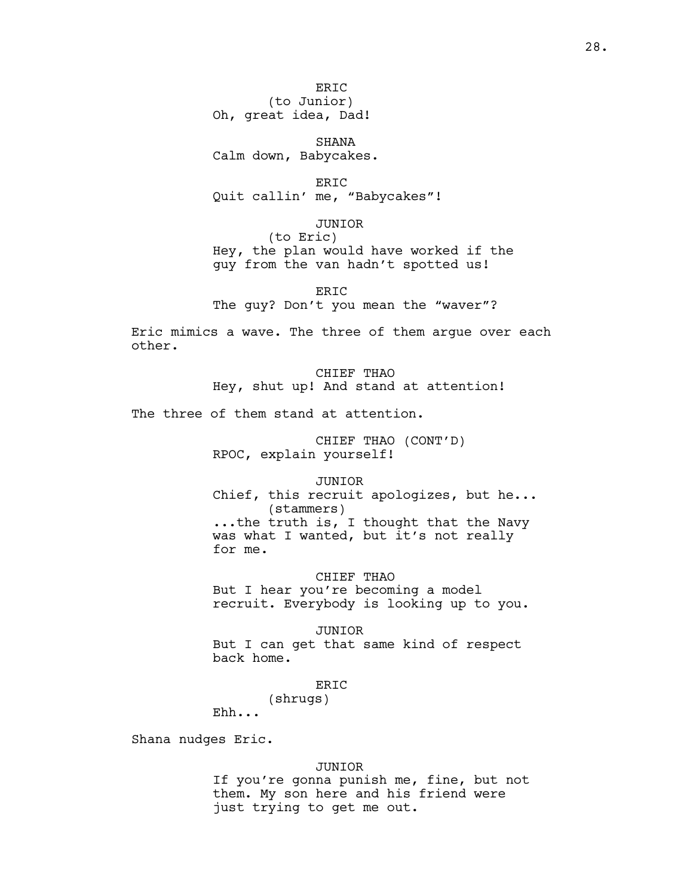ERIC
(to Junior)
Oh, great idea, Dad!

SHANA
Calm down, Babycakes.

ERIC
Quit callin' me, "Babycakes"!

JUNIOR
(to Eric)
Hey, the plan would have worked if the guy from the van hadn't spotted us!

ERIC
The guy? Don't you mean the "waver"?

Eric mimics a wave. The three of them argue over each other.

CHIEF THAO
Hey, shut up! And stand at attention!

The three of them stand at attention.

CHIEF THAO (CONT'D)
RPOC, explain yourself!

JUNIOR
Chief, this recruit apologizes, but he...
(stammers)
...the truth is, I thought that the Navy was what I wanted, but it's not really for me.

CHIEF THAO
But I hear you're becoming a model recruit. Everybody is looking up to you.

JUNIOR
But I can get that same kind of respect back home.

ERIC
(shrugs)
Ehh...

Shana nudges Eric.

JUNIOR
If you're gonna punish me, fine, but not them. My son here and his friend were just trying to get me out.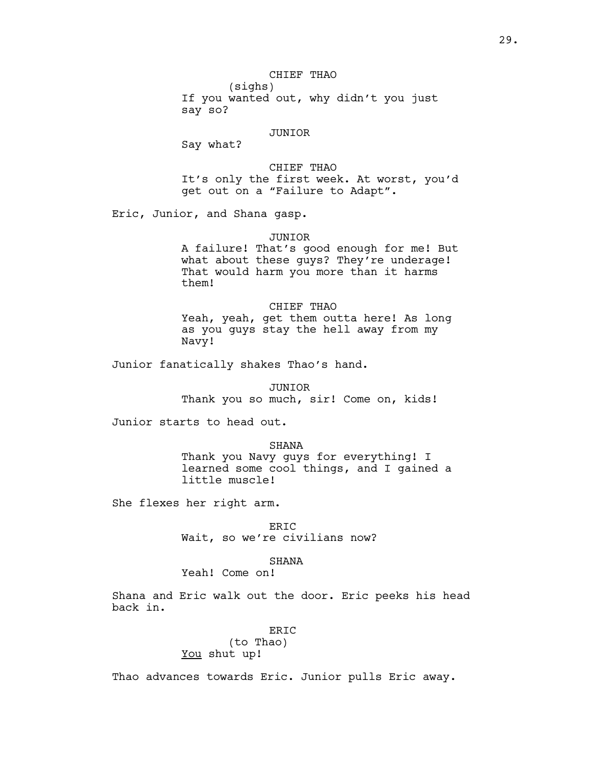CHIEF THAO
(sighs)
If you wanted out, why didn't you just say so?

JUNIOR
Say what?

CHIEF THAO
It's only the first week. At worst, you'd get out on a "Failure to Adapt".

Eric, Junior, and Shana gasp.

JUNIOR
A failure! That's good enough for me! But what about these guys? They're underage! That would harm you more than it harms them!

CHIEF THAO
Yeah, yeah, get them outta here! As long as you guys stay the hell away from my Navy!

Junior fanatically shakes Thao's hand.

JUNIOR
Thank you so much, sir! Come on, kids!

Junior starts to head out.

SHANA
Thank you Navy guys for everything! I learned some cool things, and I gained a little muscle!

She flexes her right arm.

ERIC
Wait, so we're civilians now?

SHANA
Yeah! Come on!

Shana and Eric walk out the door. Eric peeks his head back in.

ERIC
(to Thao)
<u>You</u> shut up!

Thao advances towards Eric. Junior pulls Eric away.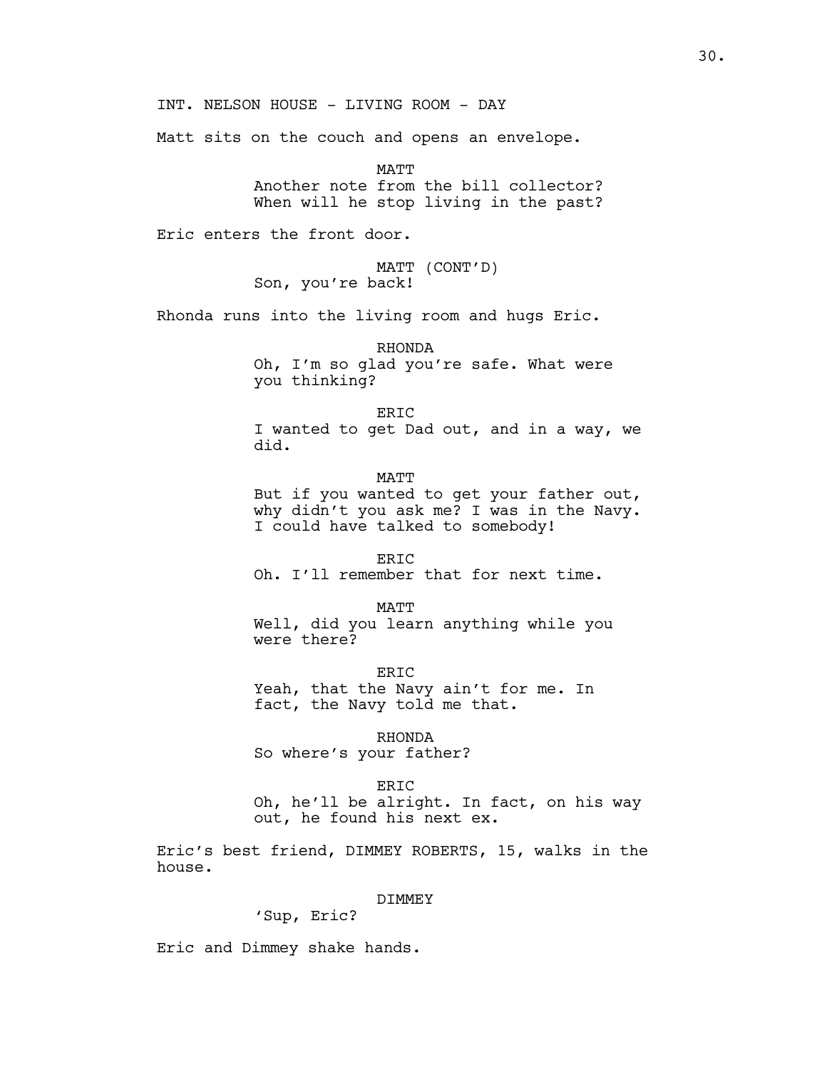INT. NELSON HOUSE - LIVING ROOM - DAY

Matt sits on the couch and opens an envelope.

MATT
Another note from the bill collector? When will he stop living in the past?

Eric enters the front door.

MATT (CONT'D)
Son, you're back!

Rhonda runs into the living room and hugs Eric.

RHONDA
Oh, I'm so glad you're safe. What were you thinking?

ERIC
I wanted to get Dad out, and in a way, we did.

MATT
But if you wanted to get your father out, why didn't you ask me? I was in the Navy. I could have talked to somebody!

ERIC
Oh. I'll remember that for next time.

MATT
Well, did you learn anything while you were there?

ERIC
Yeah, that the Navy ain't for me. In fact, the Navy told me that.

RHONDA
So where's your father?

ERIC
Oh, he'll be alright. In fact, on his way out, he found his next ex.

Eric's best friend, DIMMEY ROBERTS, 15, walks in the house.

DIMMEY
'Sup, Eric?

Eric and Dimmey shake hands.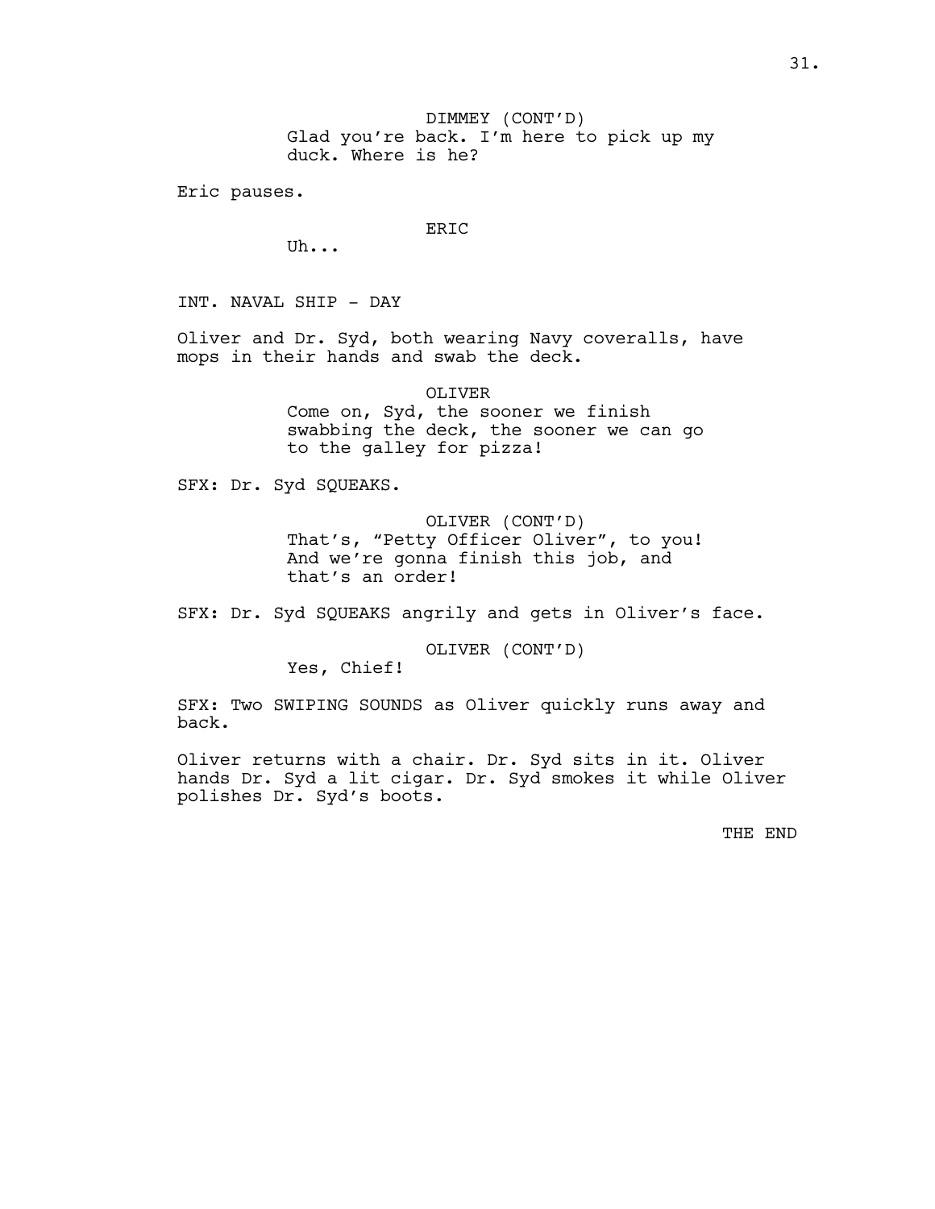DIMMEY (CONT'D)
Glad you're back. I'm here to pick up my duck. Where is he?

Eric pauses.

ERIC
Uh...

INT. NAVAL SHIP - DAY

Oliver and Dr. Syd, both wearing Navy coveralls, have mops in their hands and swab the deck.

OLIVER
Come on, Syd, the sooner we finish swabbing the deck, the sooner we can go to the galley for pizza!

SFX: Dr. Syd SQUEAKS.

OLIVER (CONT'D)
That's, "Petty Officer Oliver", to you! And we're gonna finish this job, and that's an order!

SFX: Dr. Syd SQUEAKS angrily and gets in Oliver's face.

OLIVER (CONT'D)
Yes, Chief!

SFX: Two SWIPING SOUNDS as Oliver quickly runs away and back.

Oliver returns with a chair. Dr. Syd sits in it. Oliver hands Dr. Syd a lit cigar. Dr. Syd smokes it while Oliver polishes Dr. Syd's boots.

THE END